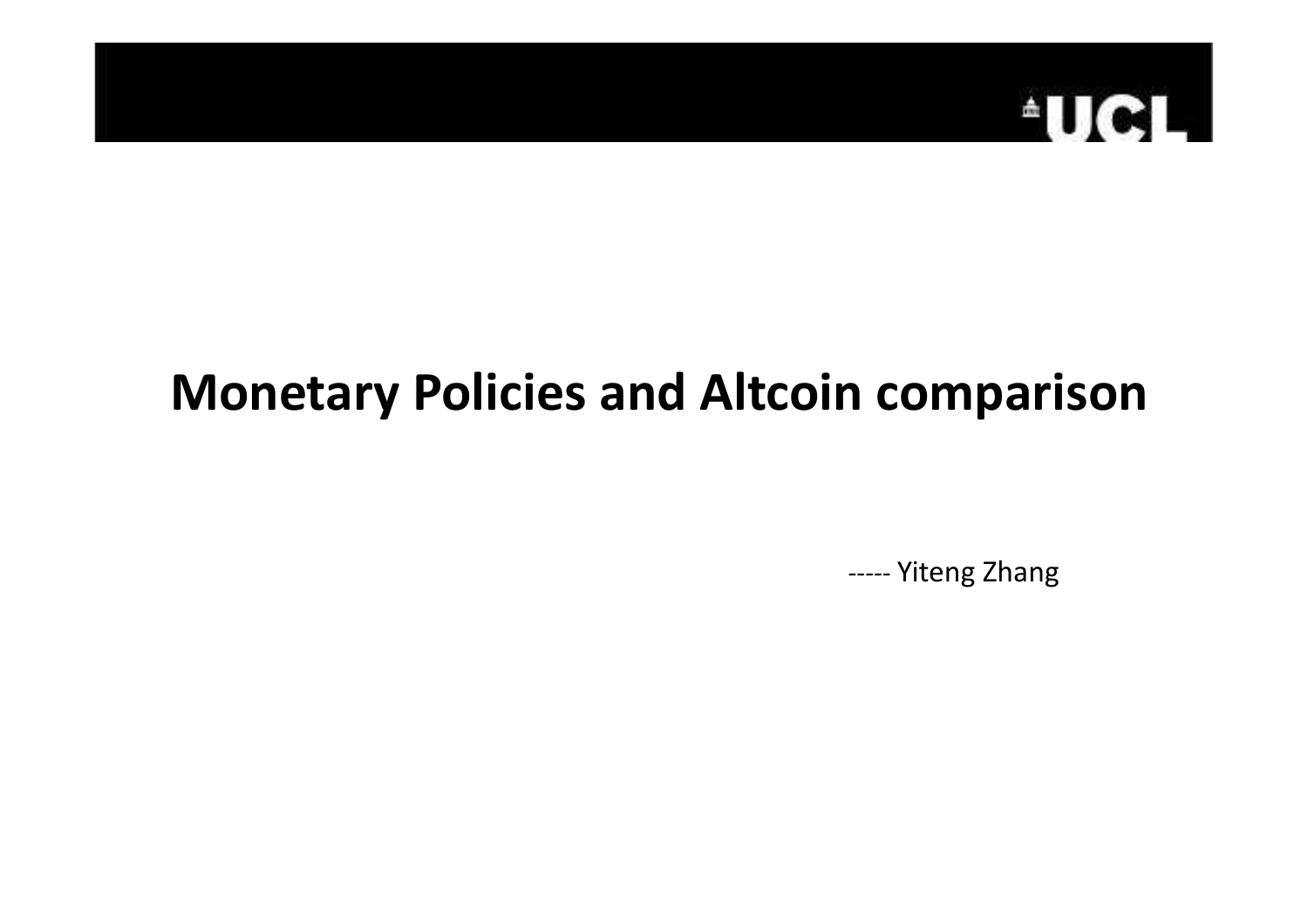# Monetary Policies and Altcoin comparison

----- Yiteng Zhang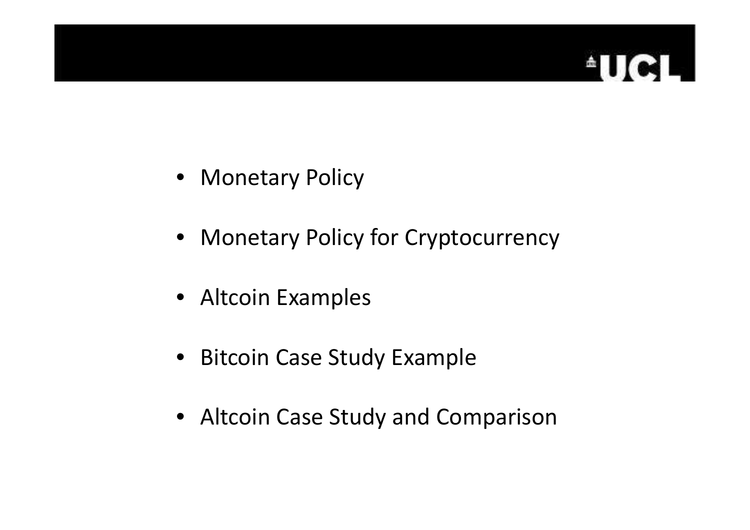- Monetary Policy
- Monetary Policy for Cryptocurrency
- Altcoin Examples
- Bitcoin Case Study Example
- Altcoin Case Study and Comparison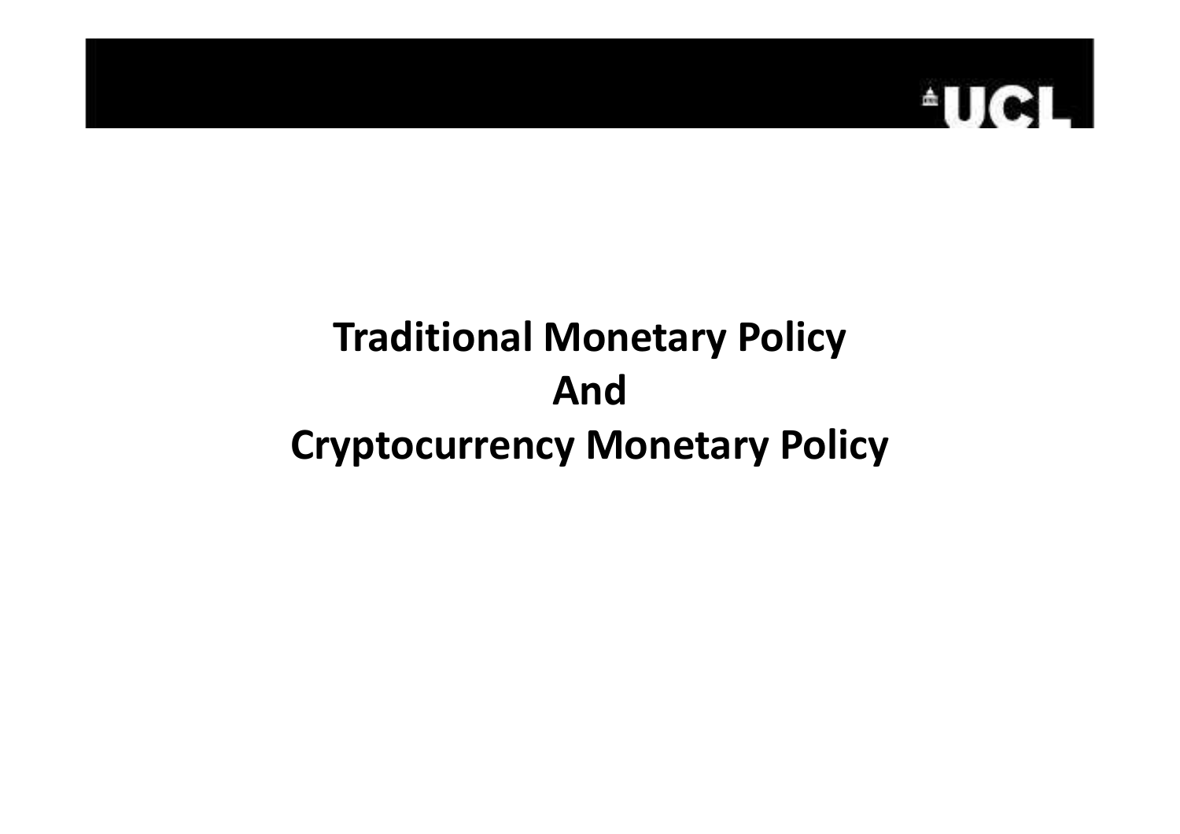# Traditional Monetary Policy
# And
# Cryptocurrency Monetary Policy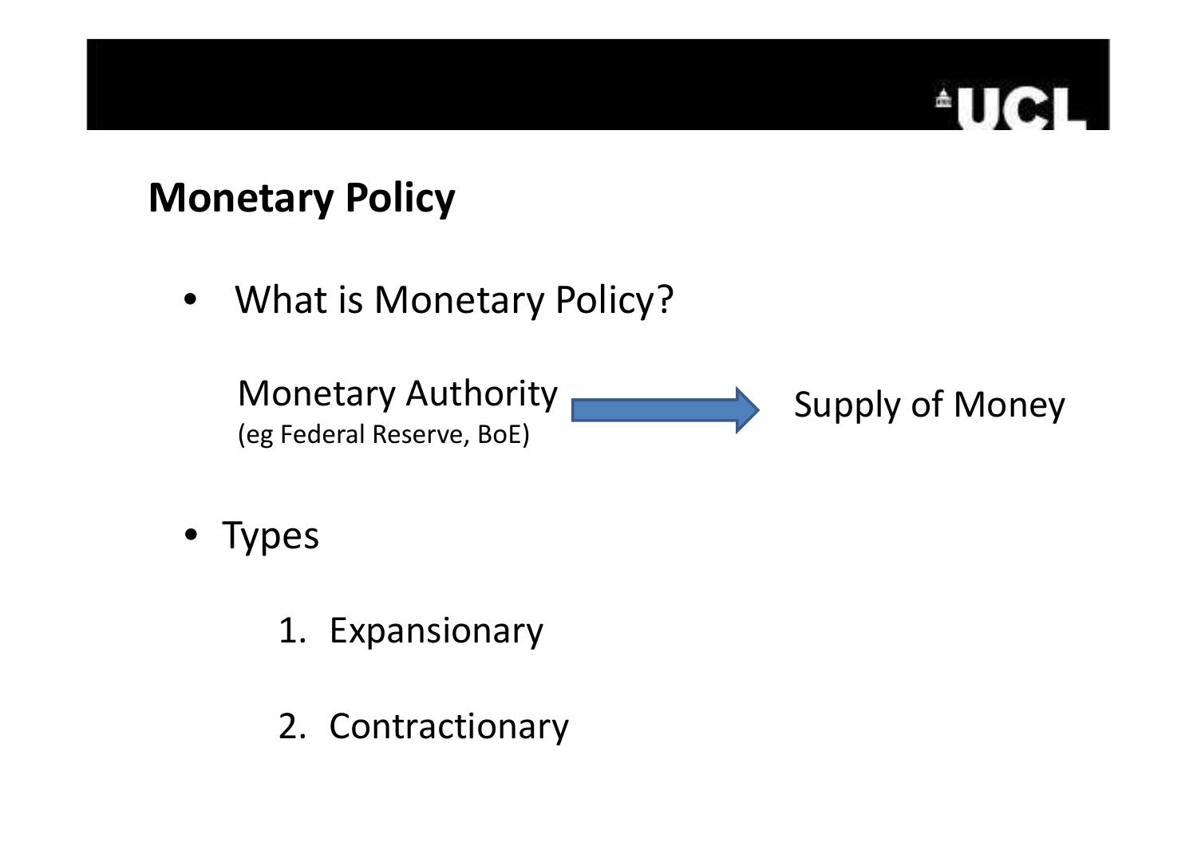## Monetary Policy

- What is Monetary Policy?

  Monetary Authority (eg Federal Reserve, BoE) → Supply of Money

- Types

  1. Expansionary

  2. Contractionary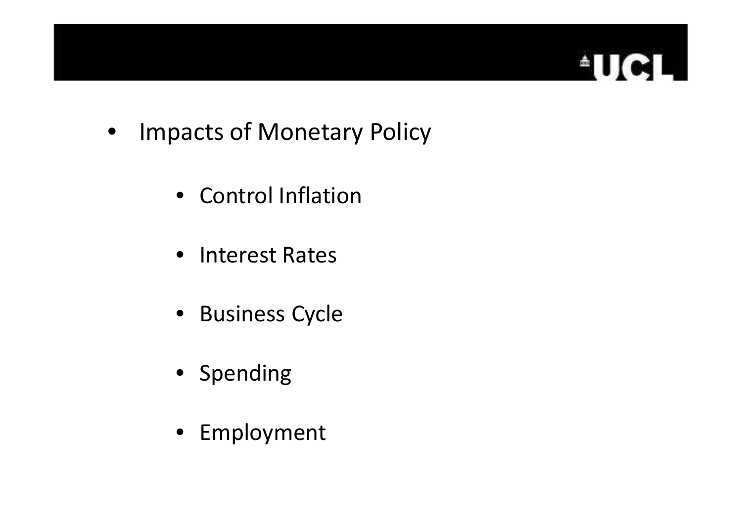- Impacts of Monetary Policy
  - Control Inflation
  - Interest Rates
  - Business Cycle
  - Spending
  - Employment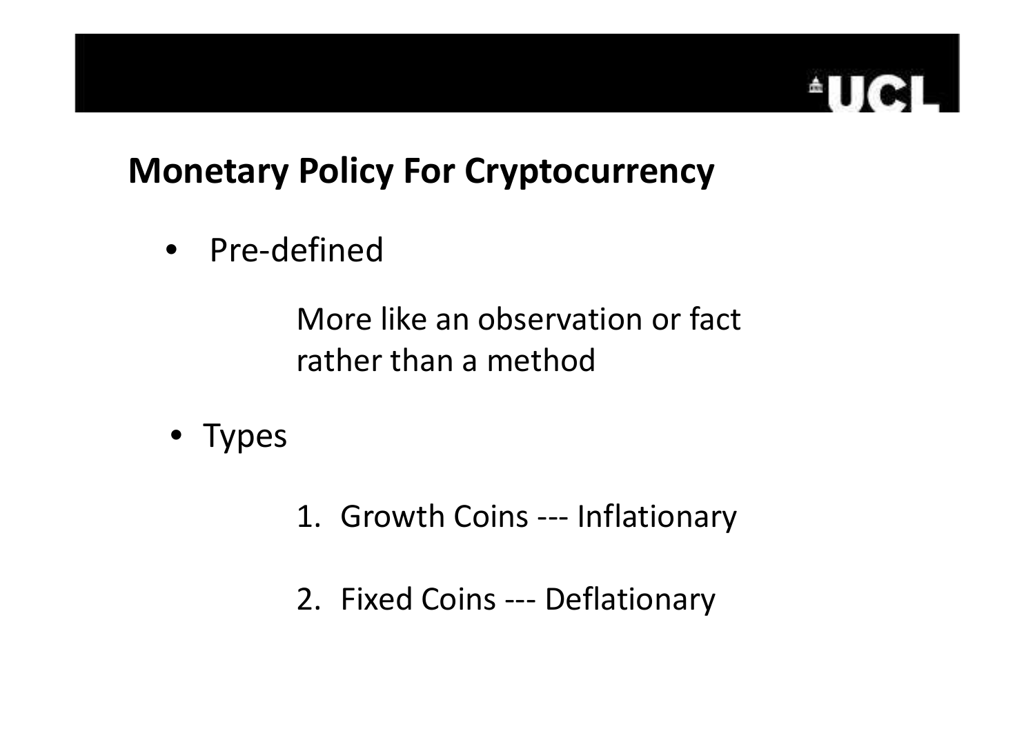## Monetary Policy For Cryptocurrency

- Pre-defined

  More like an observation or fact rather than a method

- Types

  1. Growth Coins --- Inflationary

  2. Fixed Coins --- Deflationary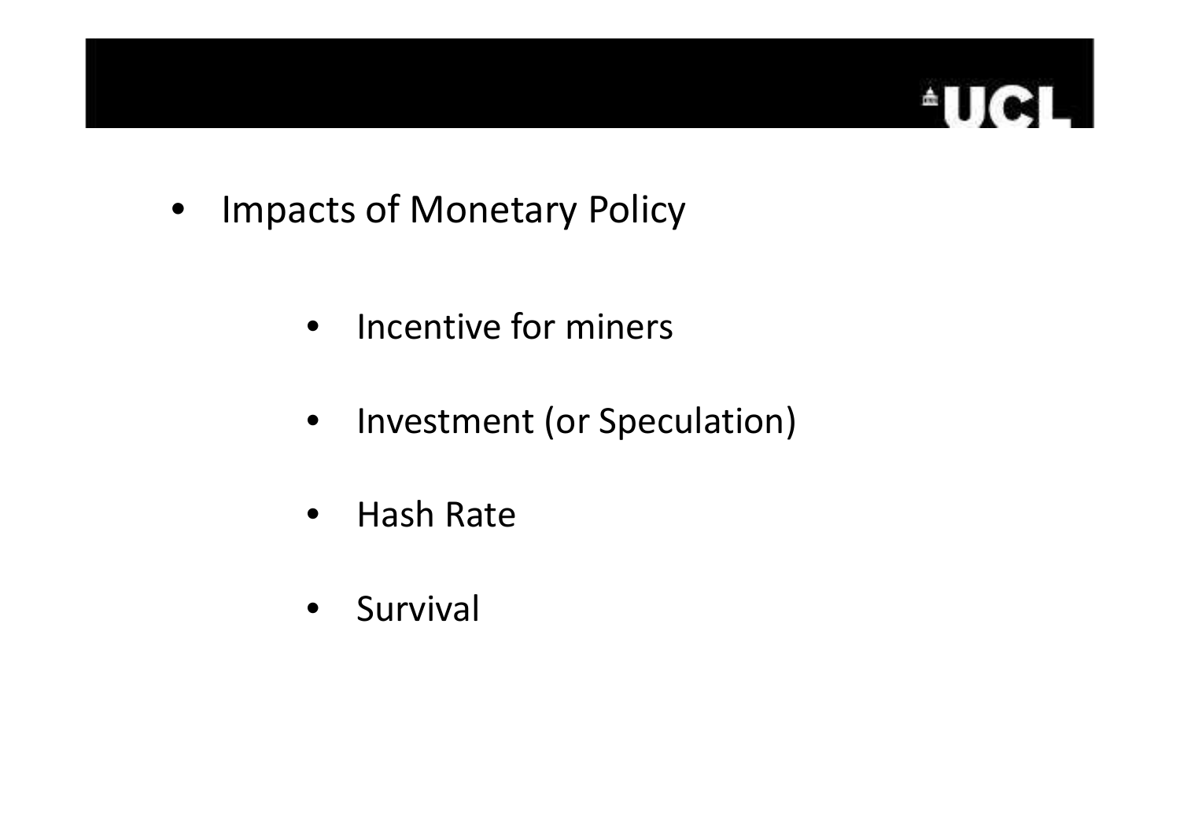- Impacts of Monetary Policy

    - Incentive for miners

    - Investment (or Speculation)

    - Hash Rate

    - Survival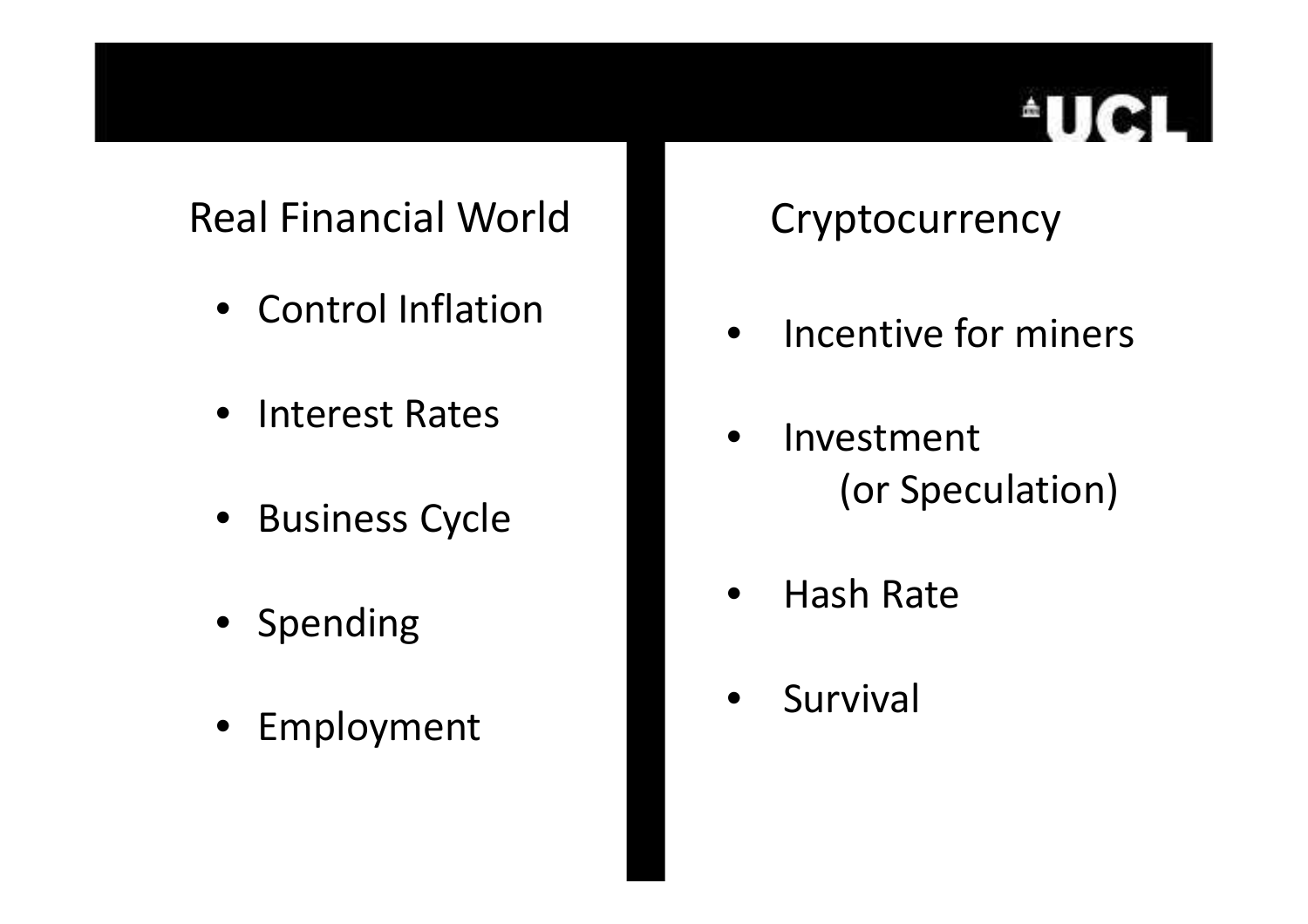## Real Financial World

- Control Inflation
- Interest Rates
- Business Cycle
- Spending
- Employment

## Cryptocurrency

- Incentive for miners
- Investment
  (or Speculation)
- Hash Rate
- Survival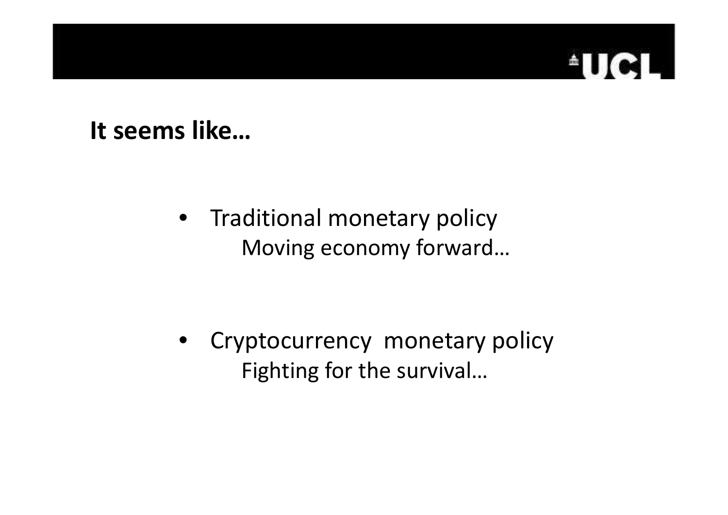## It seems like…

- Traditional monetary policy
  Moving economy forward…

- Cryptocurrency monetary policy
  Fighting for the survival…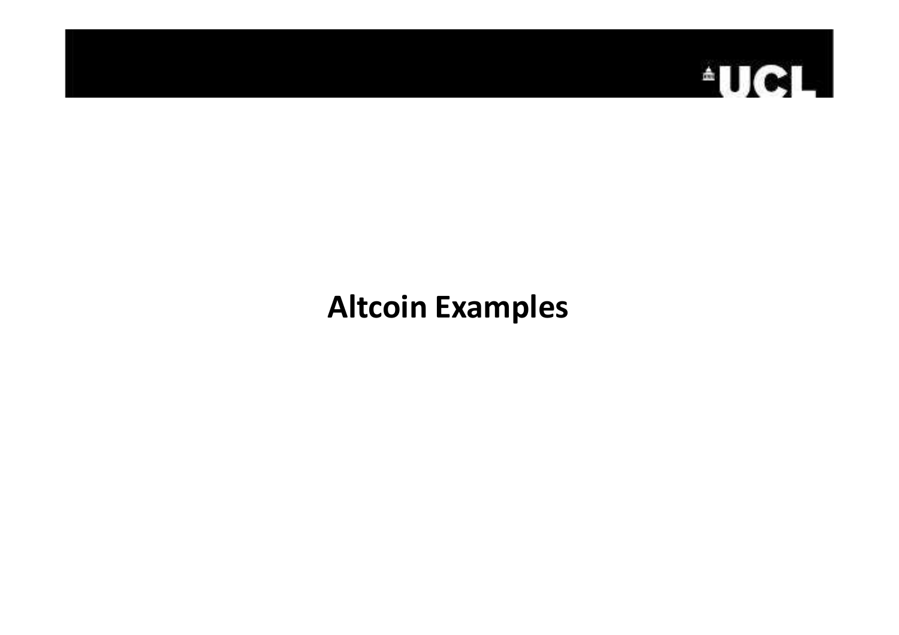# Altcoin Examples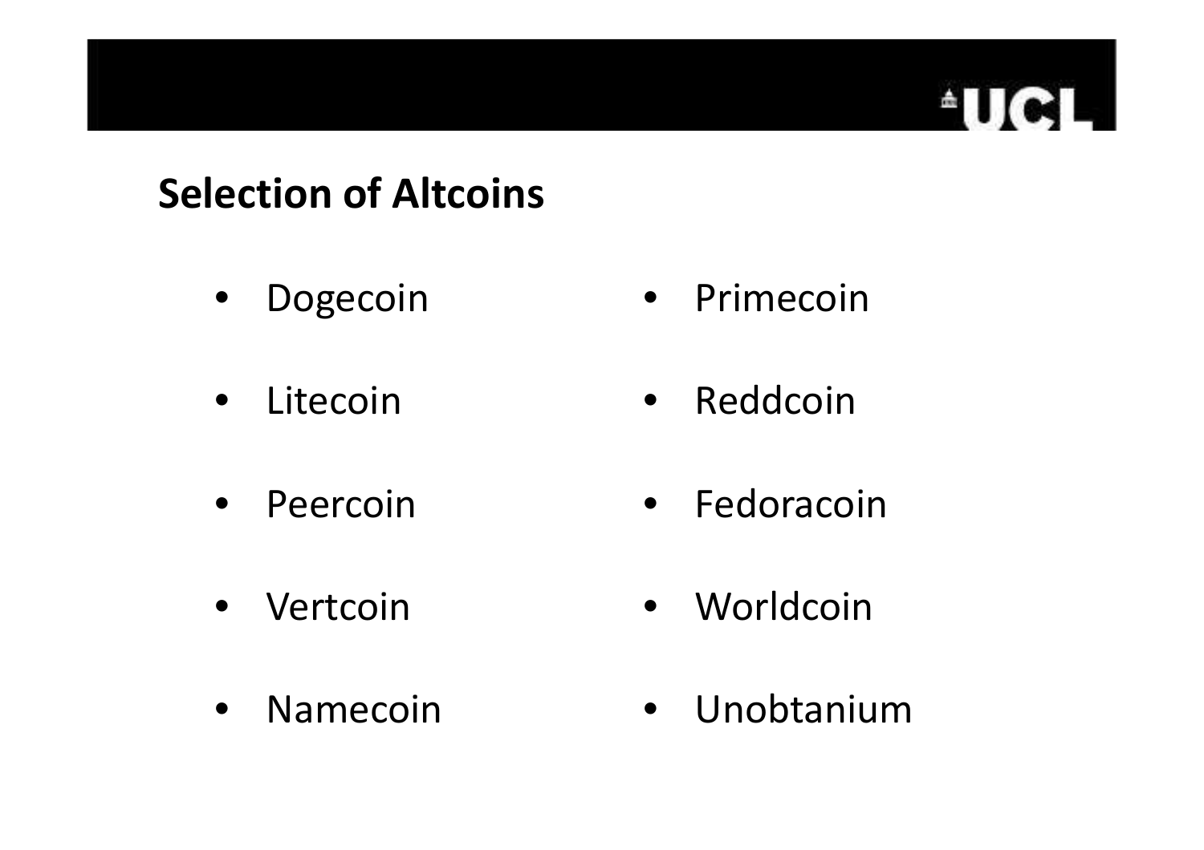## Selection of Altcoins

- Dogecoin
- Litecoin
- Peercoin
- Vertcoin
- Namecoin
- Primecoin
- Reddcoin
- Fedoracoin
- Worldcoin
- Unobtanium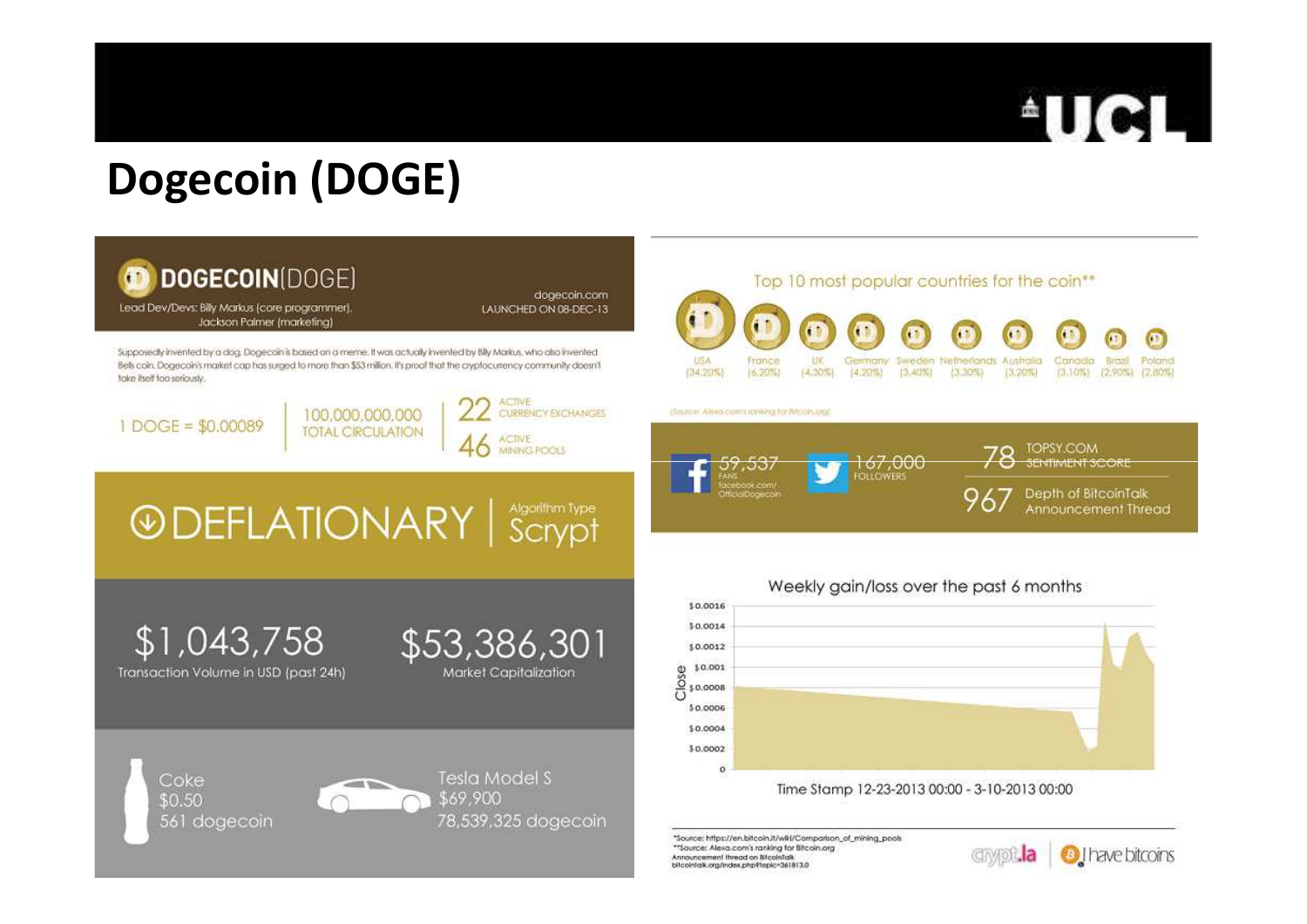# Dogecoin (DOGE)

## DOGECOIN(DOGE)

Lead Dev/Devs: Billy Markus (core programmer), Jackson Palmer (marketing)

dogecoin.com
LAUNCHED ON 08-DEC-13

Supposedly invented by a dog. Dogecoin is based on a meme. It was actually invented by Billy Markus, who also invented Bells coin. Dogecoin's market cap has surged to more than $53 million. It's proof that the cryptocurrency community doesn't take itself too seriously.

1 DOGE = $0.00089

100,000,000,000 TOTAL CIRCULATION

22 ACTIVE CURRENCY EXCHANGES

46 ACTIVE MINING POOLS

DEFLATIONARY | Algorithm Type: Scrypt

$1,043,758 Transaction Volume in USD (past 24h)

$53,386,301 Market Capitalization

Coke $0.50 561 dogecoin

Tesla Model S $69,900 78,539,325 dogecoin

### Top 10 most popular countries for the coin**

| USA | France | UK | Germany | Sweden | Netherlands | Australia | Canada | Brazil | Poland |
|---|---|---|---|---|---|---|---|---|---|
| (34.20%) | (6.20%) | (4.30%) | (4.20%) | (3.40%) | (3.30%) | (3.20%) | (3.10%) | (2.90%) | (2.80%) |

(Source: Alexa.com's ranking for Bitcoin.org)

59,537 FANS facebook.com/OfficialDogecoin

167,000 FOLLOWERS

78 TOPSY.COM SENTIMENT SCORE

967 Depth of BitcoinTalk Announcement Thread

### Weekly gain/loss over the past 6 months

Time Stamp 12-23-2013 00:00 - 3-10-2013 00:00

*Source: https://en.bitcoin.it/wiki/Comparison_of_mining_pools
**Source: Alexa.com's ranking for Bitcoin.org
Announcement thread on Bitcointalk
bitcointalk.org/index.php?topic=361813.0

cryptla | I have bitcoins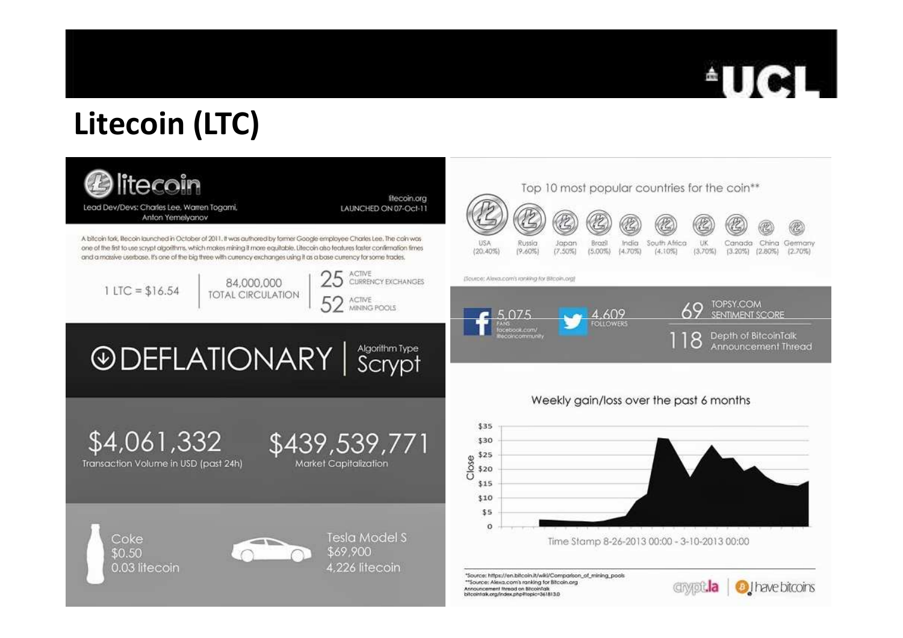# Litecoin (LTC)

## litecoin

Lead Dev/Devs: Charles Lee, Warren Togami, Anton Yemelyanov

litecoin.org
LAUNCHED ON 07-Oct-11

A bitcoin fork, litecoin launched in October of 2011. It was authored by former Google employee Charles Lee. The coin was one of the first to use scrypt algorithms, which makes mining it more equitable. Litecoin also features faster confirmation times and a massive userbase. It's one of the big three with currency exchanges using it as a base currency for some trades.

1 LTC = $16.54

84,000,000 TOTAL CIRCULATION

25 ACTIVE CURRENCY EXCHANGES

52 ACTIVE MINING POOLS

DEFLATIONARY | Algorithm Type Scrypt

$4,061,332 Transaction Volume in USD (past 24h)

$439,539,771 Market Capitalization

Coke $0.50 0.03 litecoin

Tesla Model S $69,900 4,226 litecoin

### Top 10 most popular countries for the coin**

| USA | Russia | Japan | Brazil | India | South Africa | UK | Canada | China | Germany |
|---|---|---|---|---|---|---|---|---|---|
| (20.40%) | (9.60%) | (7.50%) | (5.00%) | (4.70%) | (4.10%) | (3.70%) | (3.20%) | (2.80%) | (2.70%) |

(Source: Alexa.com's ranking for Bitcoin.org)

5,075 FANS facebook.com/litecoincommunity

4,609 FOLLOWERS

69 TOPSY.COM SENTIMENT SCORE

118 Depth of BitcoinTalk Announcement Thread

### Weekly gain/loss over the past 6 months

Time Stamp 8-26-2013 00:00 - 3-10-2013 00:00

*Source: https://en.bitcoin.it/wiki/Comparison_of_mining_pools
**Source: Alexa.com's ranking for Bitcoin.org
Announcement thread on BitcoinTalk
bitcointalk.org/index.php?topic=361813.0

crypt.la | I have bitcoins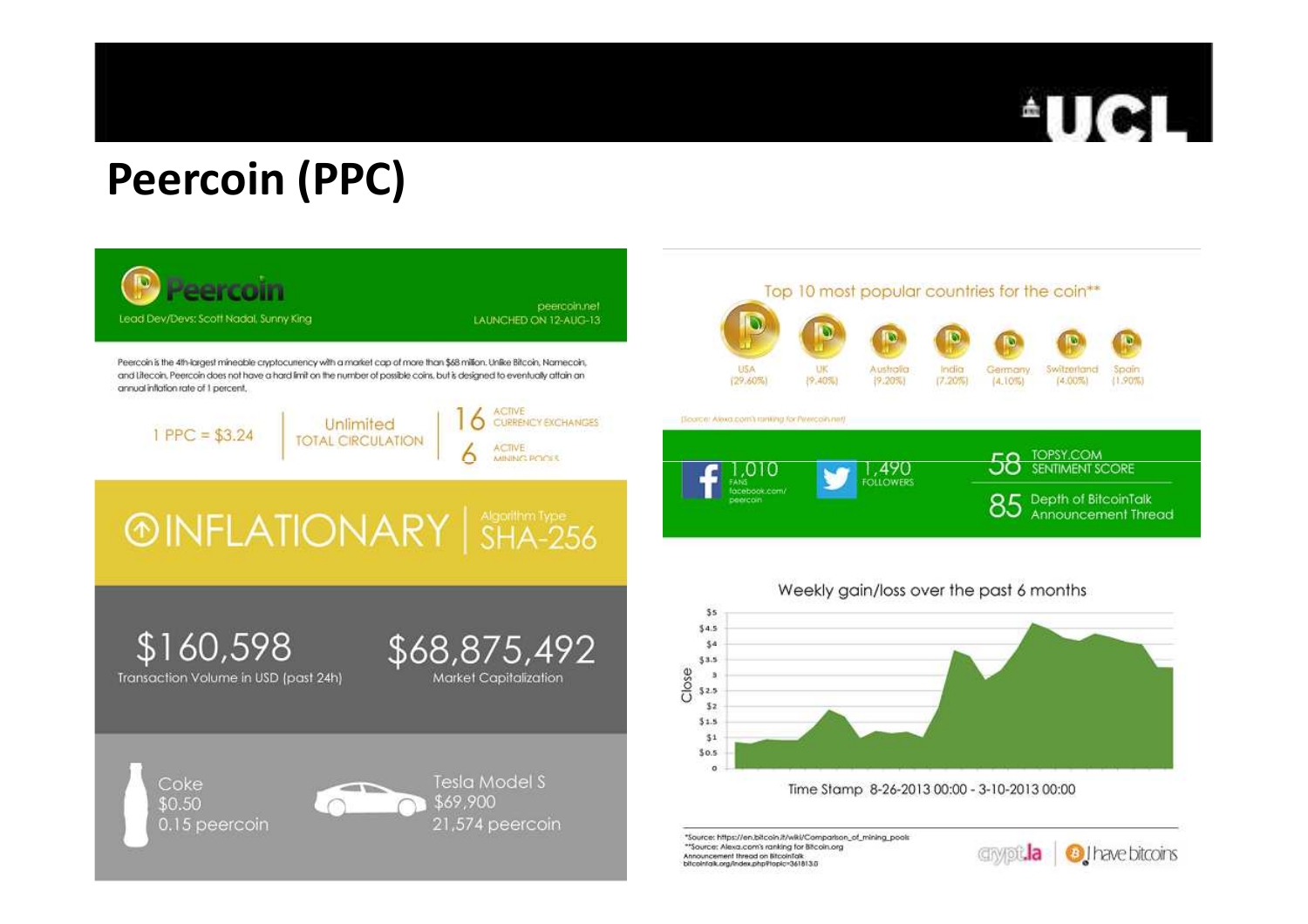# Peercoin (PPC)

**Peercoin**

Lead Dev/Devs: Scott Nadal, Sunny King

peercoin.net
LAUNCHED ON 12-AUG-13

Peercoin is the 4th-largest mineable cryptocurrency with a market cap of more than $68 million. Unlike Bitcoin, Namecoin, and Litecoin, Peercoin does not have a hard limit on the number of possible coins, but is designed to eventually attain an annual inflation rate of 1 percent.

1 PPC = $3.24

Unlimited TOTAL CIRCULATION

16 ACTIVE CURRENCY EXCHANGES

6 ACTIVE MINING POOLS

INFLATIONARY | Algorithm Type SHA-256

$160,598
Transaction Volume in USD (past 24h)

$68,875,492
Market Capitalization

Coke
$0.50
0.15 peercoin

Tesla Model S
$69,900
21,574 peercoin

Top 10 most popular countries for the coin**

| USA | UK | Australia | India | Germany | Switzerland | Spain |
|---|---|---|---|---|---|---|
| (29.60%) | (9.40%) | (9.20%) | (7.20%) | (4.10%) | (4.00%) | (1.90%) |

(Source: Alexa.com's ranking for Peercoin.net)

1,010 FANS facebook.com/peercoin

1,490 FOLLOWERS

58 TOPSY.COM SENTIMENT SCORE

85 Depth of BitcoinTalk Announcement Thread

Weekly gain/loss over the past 6 months

Time Stamp 8-26-2013 00:00 - 3-10-2013 00:00

*Source: https://en.bitcoin.it/wiki/Comparison_of_mining_pools
**Source: Alexa.com's ranking for Bitcoin.org
Announcement thread on BitcoinTalk
bitcointalk.org/index.php?topic=361813.0

cryptla | I have bitcoins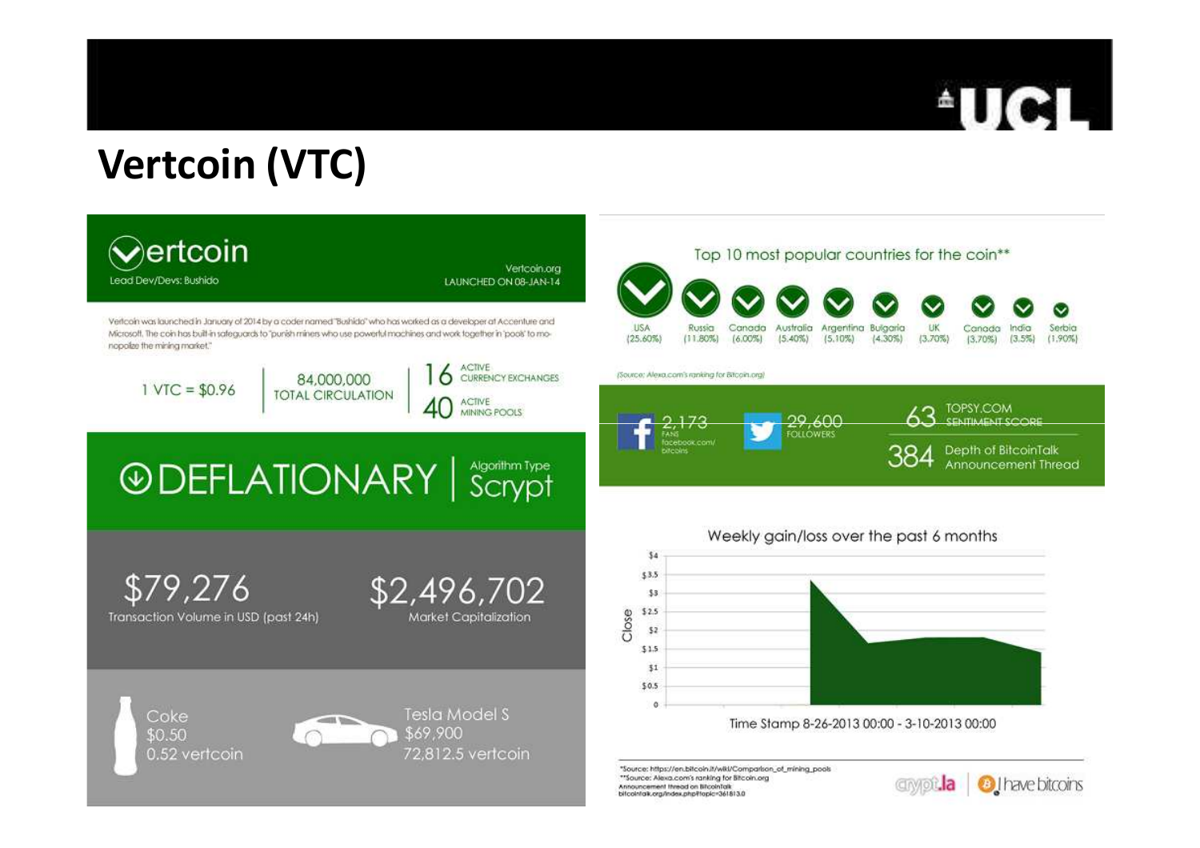# Vertcoin (VTC)

## Vertcoin

Lead Dev/Devs: Bushido

Vertcoin.org
LAUNCHED ON 08-JAN-14

Vertcoin was launched in January of 2014 by a coder named "Bushido" who has worked as a developer at Accenture and Microsoft. The coin has built-in safeguards to "punish miners who use powerful machines and work together in 'pools' to monopolize the mining market."

1 VTC = $0.96

84,000,000 TOTAL CIRCULATION

16 ACTIVE CURRENCY EXCHANGES

40 ACTIVE MINING POOLS

DEFLATIONARY | Algorithm Type Scrypt

$79,276 Transaction Volume in USD (past 24h)

$2,496,702 Market Capitalization

Coke $0.50 0.52 vertcoin

Tesla Model S $69,900 72,812.5 vertcoin

### Top 10 most popular countries for the coin**

| USA | Russia | Canada | Australia | Argentina | Bulgaria | UK | Canada | India | Serbia |
|---|---|---|---|---|---|---|---|---|---|
| (25.60%) | (11.80%) | (6.00%) | (5.40%) | (5.10%) | (4.30%) | (3.70%) | (3.70%) | (3.5%) | (1.90%) |

(Source: Alexa.com's ranking for Bitcoin.org)

2,173 FANS facebook.com/bitcoins

29,600 FOLLOWERS

63 TOPSY.COM SENTIMENT SCORE

384 Depth of BitcoinTalk Announcement Thread

### Weekly gain/loss over the past 6 months

Close: $4, $3.5, $3, $2.5, $2, $1.5, $1, $0.5, 0

Time Stamp 8-26-2013 00:00 - 3-10-2013 00:00

*Source: https://en.bitcoin.it/wiki/Comparison_of_mining_pools
**Source: Alexa.com's ranking for Bitcoin.org
Announcement thread on BitcoinTalk
bitcointalk.org/index.php?topic=361813.0

crypt.la | I have bitcoins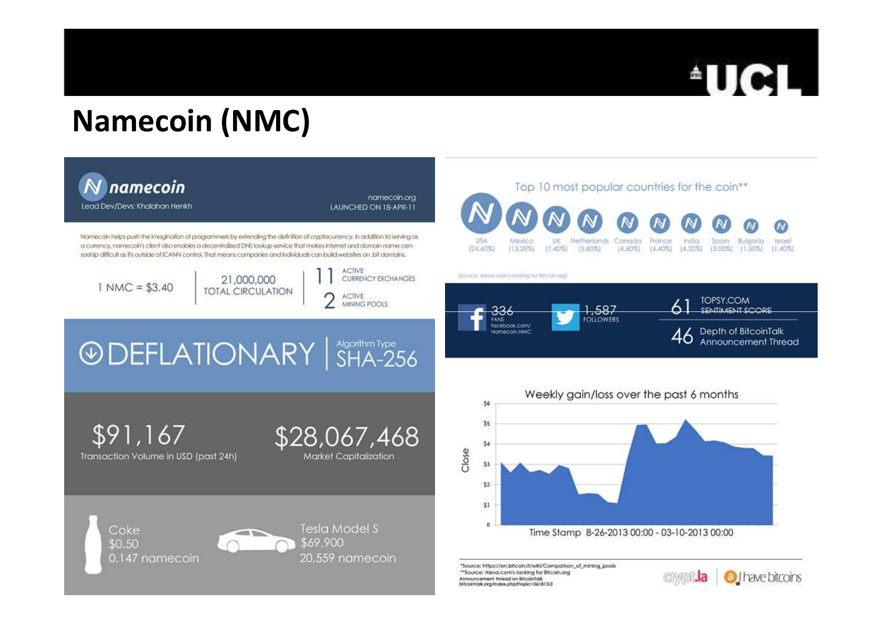# Namecoin (NMC)

## namecoin

Lead Dev/Devs: Khalahan Henkh

namecoin.org
LAUNCHED ON 18-APR-11

Namecoin helps push the imagination of programmers by extending the definition of cryptocurrency. In addition to serving as a currency, namecoin's client also enables a decentralized DNS lookup service that makes internet and domain name censorship difficult as it's outside of ICANN control. That means companies and individuals can build websites on .bit domains.

1 NMC = $3.40

21,000,000
TOTAL CIRCULATION

11 ACTIVE CURRENCY EXCHANGES

2 ACTIVE MINING POOLS

DEFLATIONARY | Algorithm Type SHA-256

$91,167
Transaction Volume in USD (past 24h)

$28,067,468
Market Capitalization

Coke
$0.50
0.147 namecoin

Tesla Model S
$69,900
20,559 namecoin

Top 10 most popular countries for the coin**

| USA | Mexico | UK | Netherlands | Canada | France | India | Spain | Bulgaria | Israel |
|---|---|---|---|---|---|---|---|---|---|
| (24.60%) | (13.20%) | (7.40%) | (5.80%) | (4.60%) | (4.40%) | (4.20%) | (3.00%) | (1.50%) | (1.40%) |

(Source: Alexa.com's ranking for Bitcoin.org)

336 FANS facebook.com/Namecoin.NMC

1,587 FOLLOWERS

61 TOPSY.COM SENTIMENT SCORE

46 Depth of BitcoinTalk Announcement Thread

Weekly gain/loss over the past 6 months

Close

Time Stamp 8-26-2013 00:00 - 03-10-2013 00:00

*Source: https://en.bitcoin.it/wiki/Comparison_of_mining_pools
**Source: Alexa.com's ranking for Bitcoin.org
Announcement thread on BitcoinTalk
bitcointalk.org/index.php?topic=361813.0

crypt.la | I have bitcoins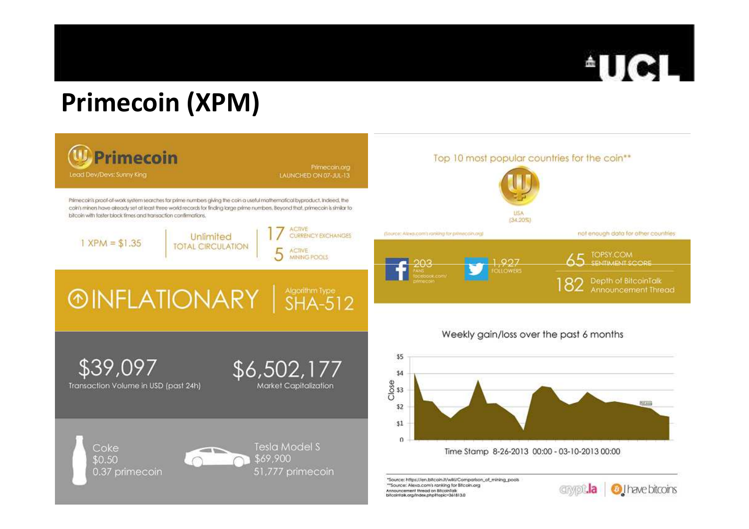# Primecoin (XPM)

## Primecoin

Lead Dev/Devs: Sunny King

Primecoin.org
LAUNCHED ON 07-JUL-13

Primecoin's proof-of-work system searches for prime numbers giving the coin a useful mathematical byproduct. Indeed, the coin's miners have already set at least three world records for finding large prime numbers. Beyond that, primecoin is similar to bitcoin with faster block times and transaction confirmations.

1 XPM = $1.35

Unlimited TOTAL CIRCULATION

17 ACTIVE CURRENCY EXCHANGES

5 ACTIVE MINING POOLS

INFLATIONARY

Algorithm Type SHA-512

$39,097 Transaction Volume in USD (past 24h)

$6,502,177 Market Capitalization

Coke $0.50 0.37 primecoin

Tesla Model S $69,900 51,777 primecoin

Top 10 most popular countries for the coin**

USA (34.20%)

(Source: Alexa.com's ranking for primecoin.org)

not enough data for other countries

203 FANS facebook.com/primecoin

1,927 FOLLOWERS

65 TOPSY.COM SENTIMENT SCORE

182 Depth of BitcoinTalk Announcement Thread

Weekly gain/loss over the past 6 months

Close: $5, $4, $3, $2, $1, 0

Time Stamp 8-26-2013 00:00 - 03-10-2013 00:00

*Source: https://en.bitcoin.it/wiki/Comparison_of_mining_pools
**Source: Alexa.com's ranking for Bitcoin.org
Announcement thread on BitcoinTalk
bitcointalk.org/index.php?topic=361813.0

crypt.la | I have bitcoins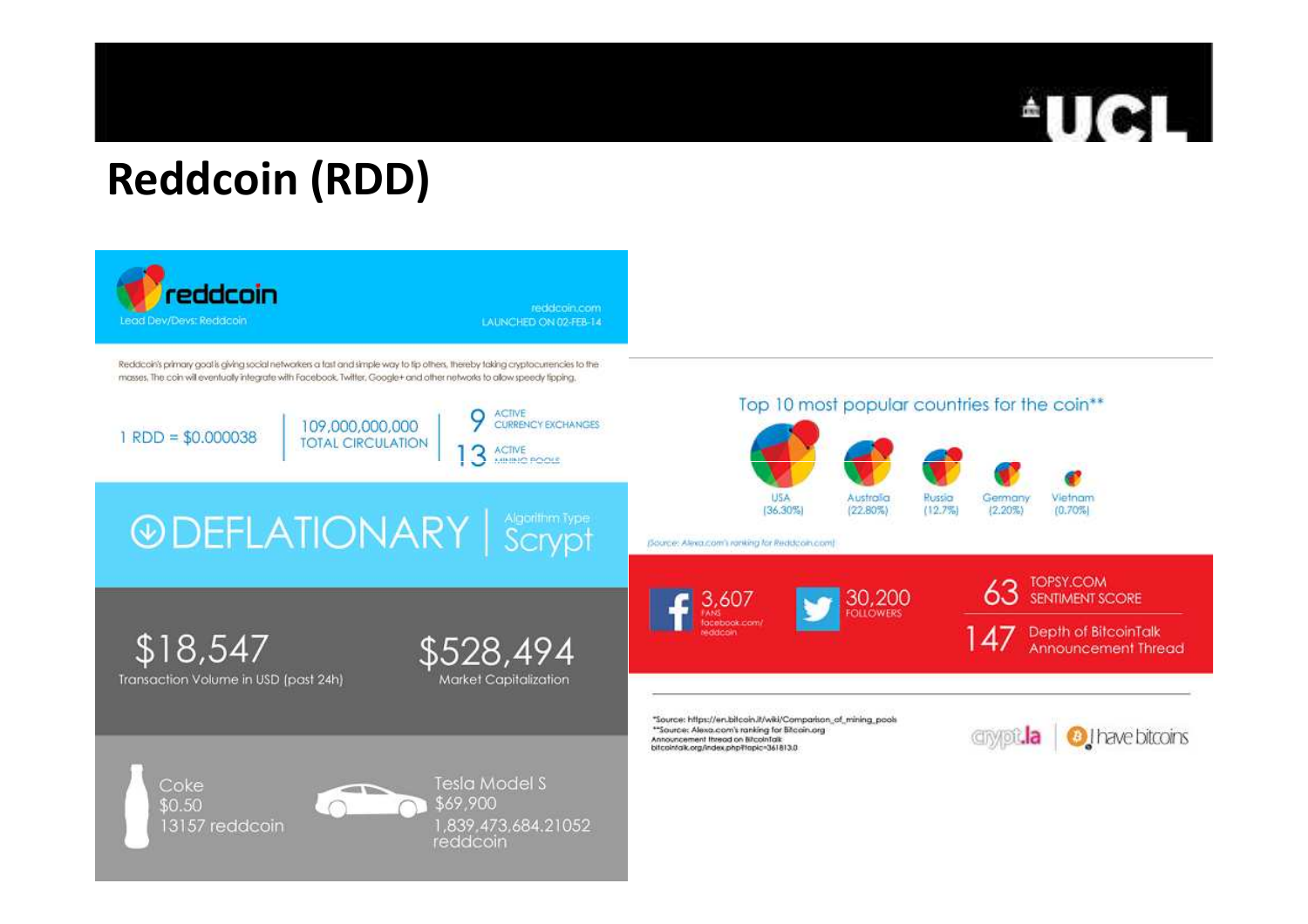# Reddcoin (RDD)

**reddcoin**

Lead Dev/Devs: Reddcoin

reddcoin.com
LAUNCHED ON 02-FEB-14

Reddcoin's primary goal is giving social networkers a fast and simple way to tip others, thereby taking cryptocurrencies to the masses. The coin will eventually integrate with Facebook, Twitter, Google+ and other networks to allow speedy tipping.

1 RDD = $0.000038

109,000,000,000 TOTAL CIRCULATION

9 ACTIVE CURRENCY EXCHANGES

13 ACTIVE MINING POOLS

DEFLATIONARY | Algorithm Type: Scrypt

$18,547 Transaction Volume in USD (past 24h)

$528,494 Market Capitalization

Coke $0.50 13157 reddcoin

Tesla Model S $69,900 1,839,473,684.21052 reddcoin

Top 10 most popular countries for the coin**

| USA | Australia | Russia | Germany | Vietnam |
|---|---|---|---|---|
| (36.30%) | (22.80%) | (12.7%) | (2.20%) | (0.70%) |

(Source: Alexa.com's ranking for Reddcoin.com)

3,607 FANS facebook.com/reddcoin

30,200 FOLLOWERS

63 TOPSY.COM SENTIMENT SCORE

147 Depth of BitcoinTalk Announcement Thread

*Source: https://en.bitcoin.it/wiki/Comparison_of_mining_pools
**Source: Alexa.com's ranking for Bitcoin.org
Announcement thread on BitcoinTalk
bitcointalk.org/index.php?topic=361813.0

crypt.la | I have bitcoins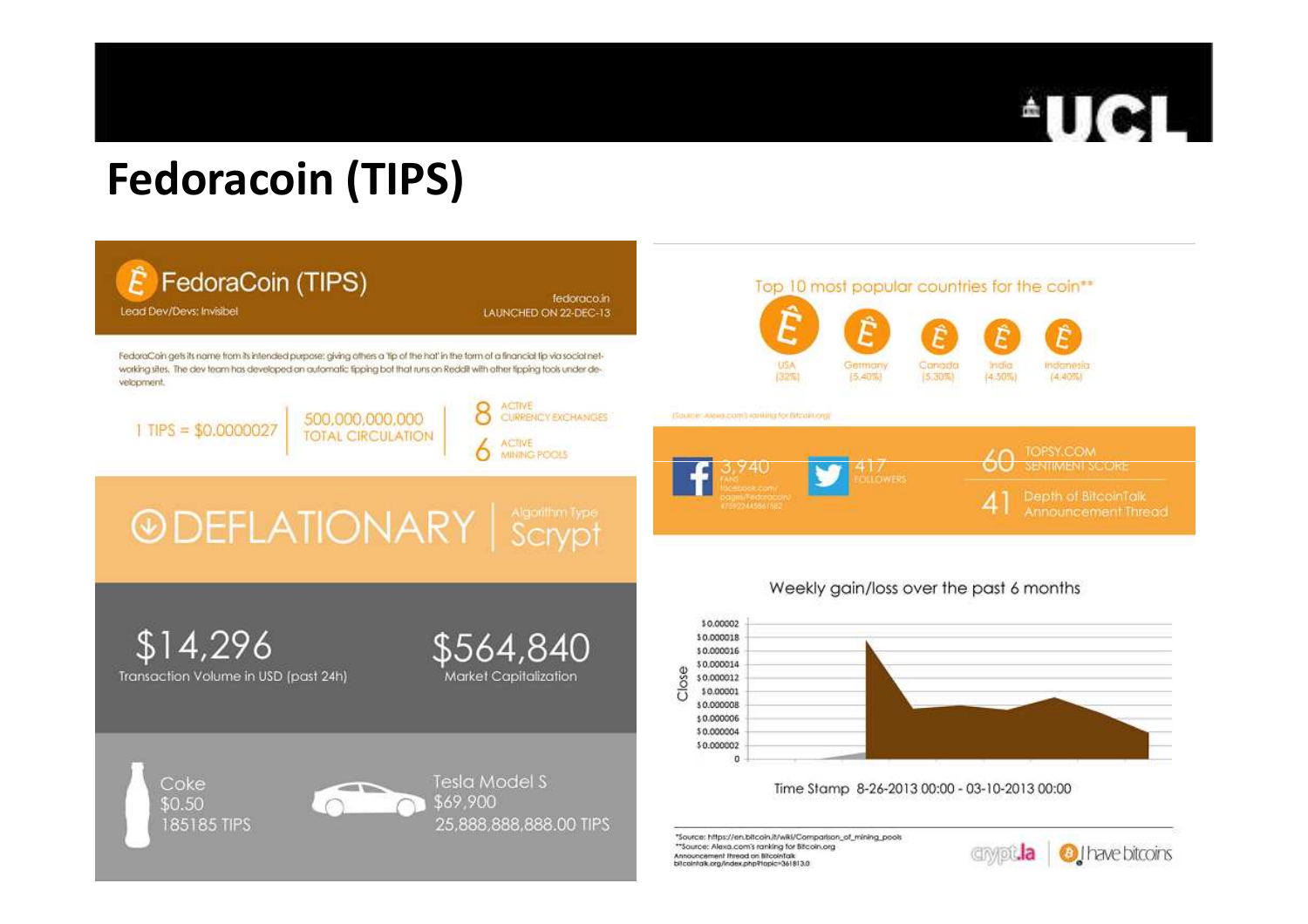# Fedoracoin (TIPS)

## FedoraCoin (TIPS)

Lead Dev/Devs: Invisibel

fedoraco.in

LAUNCHED ON 22-DEC-13

FedoraCoin gets its name from its intended purpose: giving others a 'tip of the hat' in the form of a financial tip via social networking sites. The dev team has developed an automatic tipping bot that runs on Reddit with other tipping tools under development.

1 TIPS = $0.0000027

500,000,000,000 TOTAL CIRCULATION

8 ACTIVE CURRENCY EXCHANGES

6 ACTIVE MINING POOLS

DEFLATIONARY | Algorithm Type Scrypt

$14,296 Transaction Volume in USD (past 24h)

$564,840 Market Capitalization

Coke $0.50 185185 TIPS

Tesla Model S $69,900 25,888,888,888.00 TIPS

Top 10 most popular countries for the coin**

| USA | Germany | Canada | India | Indonesia |
|---|---|---|---|---|
| (32%) | (5.40%) | (5.30%) | (4.50%) | (4.40%) |

(Source: Alexa.com's ranking for Bitcoin.org)

3,940 FANS facebook.com/pages/Fedoracoin/475922445861582

417 FOLLOWERS

60 TOPSY.COM SENTIMENT SCORE

41 Depth of BitcoinTalk Announcement Thread

Weekly gain/loss over the past 6 months

Time Stamp 8-26-2013 00:00 - 03-10-2013 00:00

*Source: https://en.bitcoin.it/wiki/Comparison_of_mining_pools
**Source: Alexa.com's ranking for Bitcoin.org
Announcement thread on Bitcointalk
bitcointalk.org/index.php?topic=361813.0

crypt.la | I have bitcoins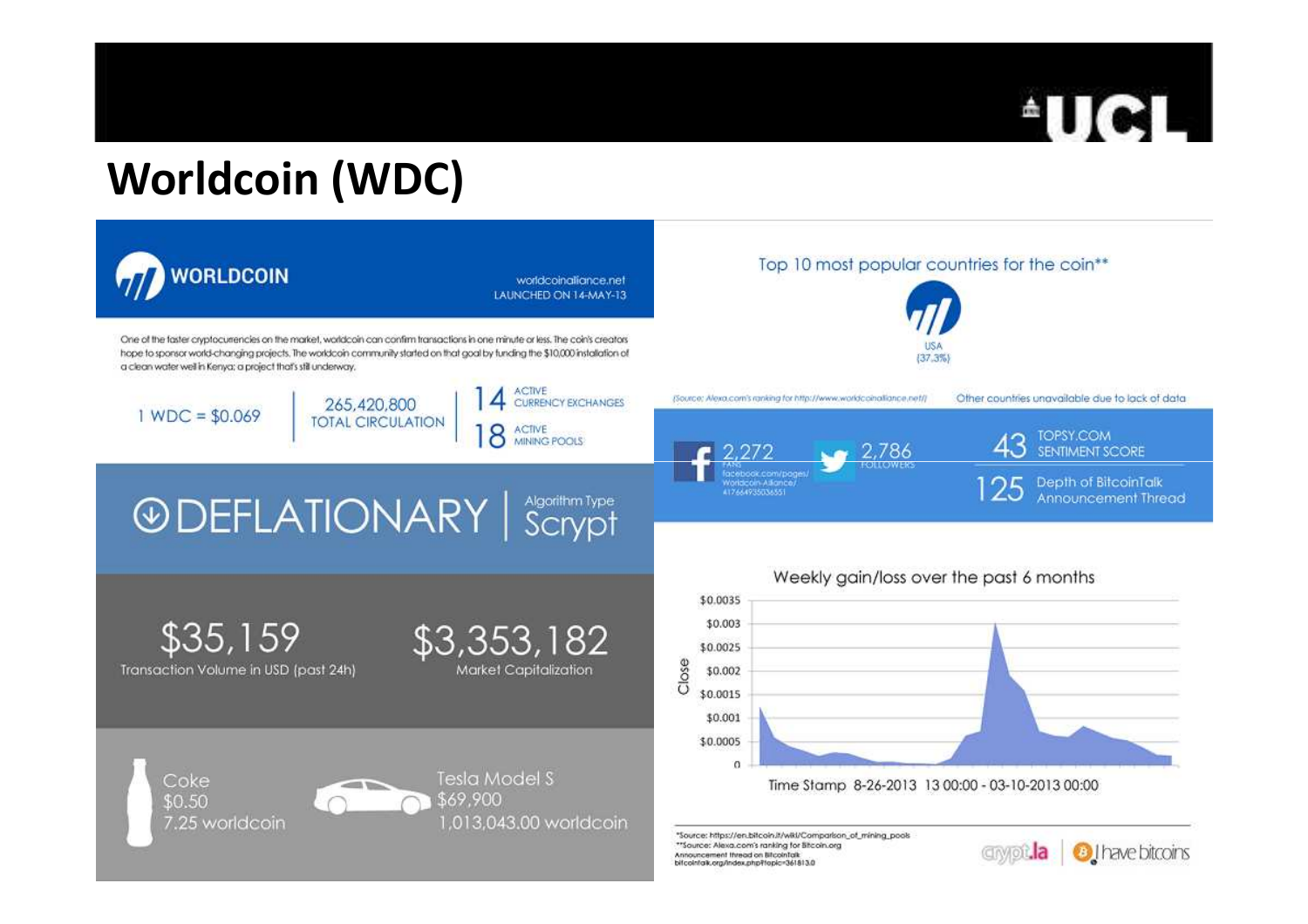# Worldcoin (WDC)

**WORLDCOIN**

worldcoinalliance.net
LAUNCHED ON 14-MAY-13

One of the faster cryptocurrencies on the market, worldcoin can confirm transactions in one minute or less. The coin's creators hope to sponsor world-changing projects. The worldcoin community started on that goal by funding the $10,000 installation of a clean water well in Kenya; a project that's still underway.

1 WDC = $0.069

265,420,800 TOTAL CIRCULATION

14 ACTIVE CURRENCY EXCHANGES

18 ACTIVE MINING POOLS

DEFLATIONARY | Algorithm Type Scrypt

$35,159 Transaction Volume in USD (past 24h)

$3,353,182 Market Capitalization

Coke $0.50 7.25 worldcoin

Tesla Model S $69,900 1,013,043.00 worldcoin

Top 10 most popular countries for the coin**

USA (37.3%)

(Source: Alexa.com's ranking for http://www.worldcoinalliance.net/)

Other countries unavailable due to lack of data

2,272 FANS facebook.com/pages/Worldcoin-Alliance/417664935036551

2,786 FOLLOWERS

43 TOPSY.COM SENTIMENT SCORE

125 Depth of BitcoinTalk Announcement Thread

Weekly gain/loss over the past 6 months

Time Stamp 8-26-2013 13 00:00 - 03-10-2013 00:00

*Source: https://en.bitcoin.it/wiki/Comparison_of_mining_pools
**Source: Alexa.com's ranking for Bitcoin.org
Announcement thread on BitcoinTalk
bitcointalk.org/index.php?topic=361813.0

crypt.la | I have bitcoins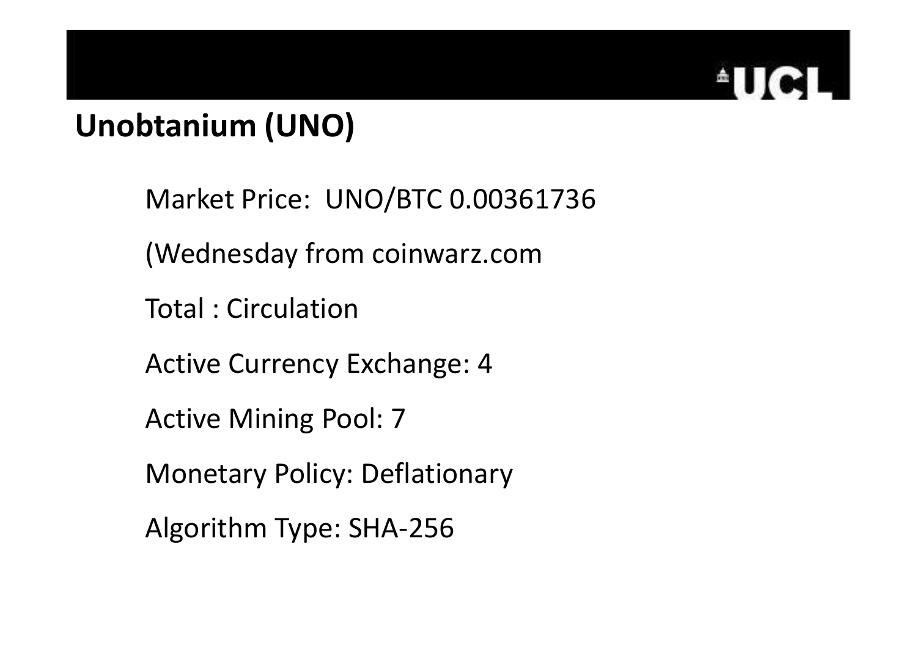## Unobtanium (UNO)

Market Price: UNO/BTC 0.00361736

(Wednesday from coinwarz.com

Total : Circulation

Active Currency Exchange: 4

Active Mining Pool: 7

Monetary Policy: Deflationary

Algorithm Type: SHA-256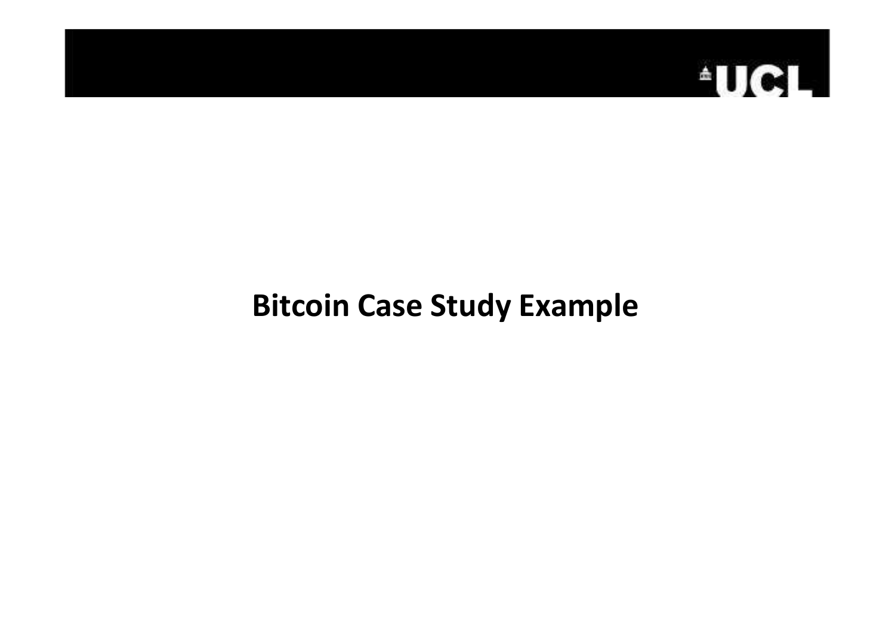# Bitcoin Case Study Example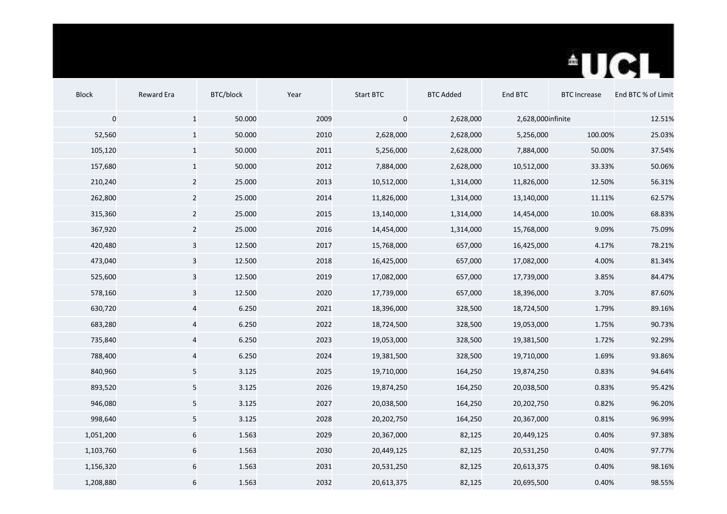| Block | Reward Era | BTC/block | Year | Start BTC | BTC Added | End BTC | BTC Increase | End BTC % of Limit |
|---|---|---|---|---|---|---|---|---|
| 0 | 1 | 50.000 | 2009 | 0 | 2,628,000 | 2,628,000 | infinite | 12.51% |
| 52,560 | 1 | 50.000 | 2010 | 2,628,000 | 2,628,000 | 5,256,000 | 100.00% | 25.03% |
| 105,120 | 1 | 50.000 | 2011 | 5,256,000 | 2,628,000 | 7,884,000 | 50.00% | 37.54% |
| 157,680 | 1 | 50.000 | 2012 | 7,884,000 | 2,628,000 | 10,512,000 | 33.33% | 50.06% |
| 210,240 | 2 | 25.000 | 2013 | 10,512,000 | 1,314,000 | 11,826,000 | 12.50% | 56.31% |
| 262,800 | 2 | 25.000 | 2014 | 11,826,000 | 1,314,000 | 13,140,000 | 11.11% | 62.57% |
| 315,360 | 2 | 25.000 | 2015 | 13,140,000 | 1,314,000 | 14,454,000 | 10.00% | 68.83% |
| 367,920 | 2 | 25.000 | 2016 | 14,454,000 | 1,314,000 | 15,768,000 | 9.09% | 75.09% |
| 420,480 | 3 | 12.500 | 2017 | 15,768,000 | 657,000 | 16,425,000 | 4.17% | 78.21% |
| 473,040 | 3 | 12.500 | 2018 | 16,425,000 | 657,000 | 17,082,000 | 4.00% | 81.34% |
| 525,600 | 3 | 12.500 | 2019 | 17,082,000 | 657,000 | 17,739,000 | 3.85% | 84.47% |
| 578,160 | 3 | 12.500 | 2020 | 17,739,000 | 657,000 | 18,396,000 | 3.70% | 87.60% |
| 630,720 | 4 | 6.250 | 2021 | 18,396,000 | 328,500 | 18,724,500 | 1.79% | 89.16% |
| 683,280 | 4 | 6.250 | 2022 | 18,724,500 | 328,500 | 19,053,000 | 1.75% | 90.73% |
| 735,840 | 4 | 6.250 | 2023 | 19,053,000 | 328,500 | 19,381,500 | 1.72% | 92.29% |
| 788,400 | 4 | 6.250 | 2024 | 19,381,500 | 328,500 | 19,710,000 | 1.69% | 93.86% |
| 840,960 | 5 | 3.125 | 2025 | 19,710,000 | 164,250 | 19,874,250 | 0.83% | 94.64% |
| 893,520 | 5 | 3.125 | 2026 | 19,874,250 | 164,250 | 20,038,500 | 0.83% | 95.42% |
| 946,080 | 5 | 3.125 | 2027 | 20,038,500 | 164,250 | 20,202,750 | 0.82% | 96.20% |
| 998,640 | 5 | 3.125 | 2028 | 20,202,750 | 164,250 | 20,367,000 | 0.81% | 96.99% |
| 1,051,200 | 6 | 1.563 | 2029 | 20,367,000 | 82,125 | 20,449,125 | 0.40% | 97.38% |
| 1,103,760 | 6 | 1.563 | 2030 | 20,449,125 | 82,125 | 20,531,250 | 0.40% | 97.77% |
| 1,156,320 | 6 | 1.563 | 2031 | 20,531,250 | 82,125 | 20,613,375 | 0.40% | 98.16% |
| 1,208,880 | 6 | 1.563 | 2032 | 20,613,375 | 82,125 | 20,695,500 | 0.40% | 98.55% |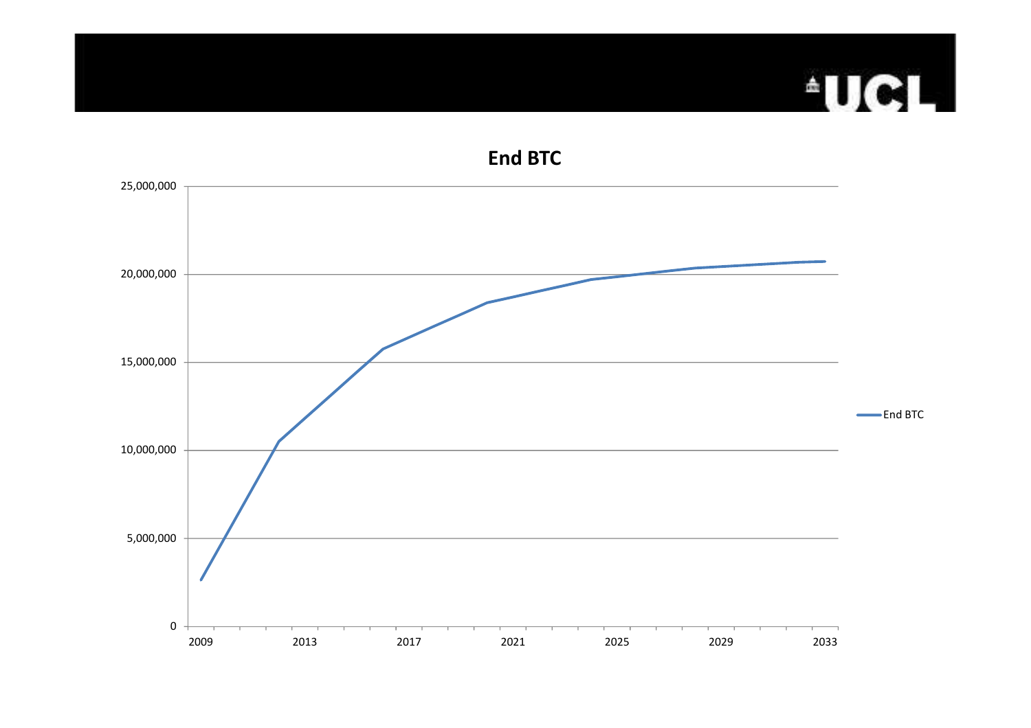## End BTC

| Year | End BTC |
|---|---|
| 2009 | ~2,600,000 |
| 2012 | ~10,500,000 |
| 2016 | ~15,750,000 |
| 2020 | ~18,375,000 |
| 2024 | ~19,700,000 |
| 2028 | ~20,350,000 |
| 2032 | ~20,700,000 |
| 2033 | ~20,750,000 |

Y-axis: 0 to 25,000,000 (gridlines at 5,000,000 intervals). X-axis: 2009 to 2033 (labels at 2009, 2013, 2017, 2021, 2025, 2029, 2033). Legend: End BTC. Values are approximate readings from the line graph.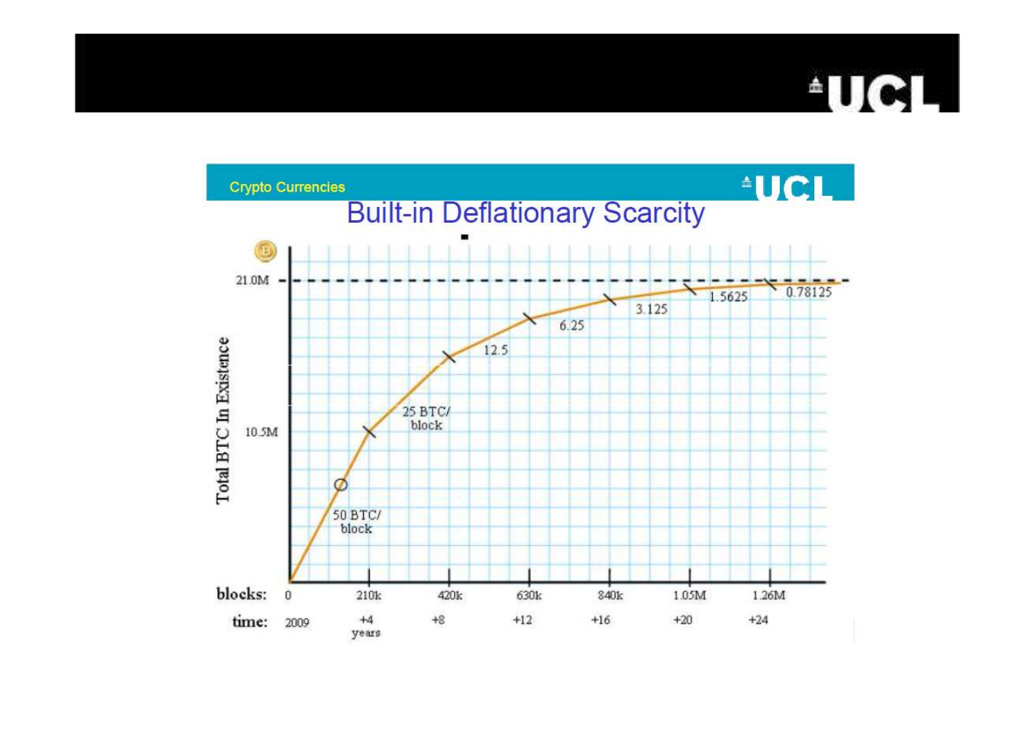Crypto Currencies

# Built-in Deflationary Scarcity

21.0M

10.5M

Total BTC In Existence

50 BTC/ block

25 BTC/ block

12.5

6.25

3.125

1.5625

0.78125

blocks: 0 210k 420k 630k 840k 1.05M 1.26M

time: 2009 +4 years +8 +12 +16 +20 +24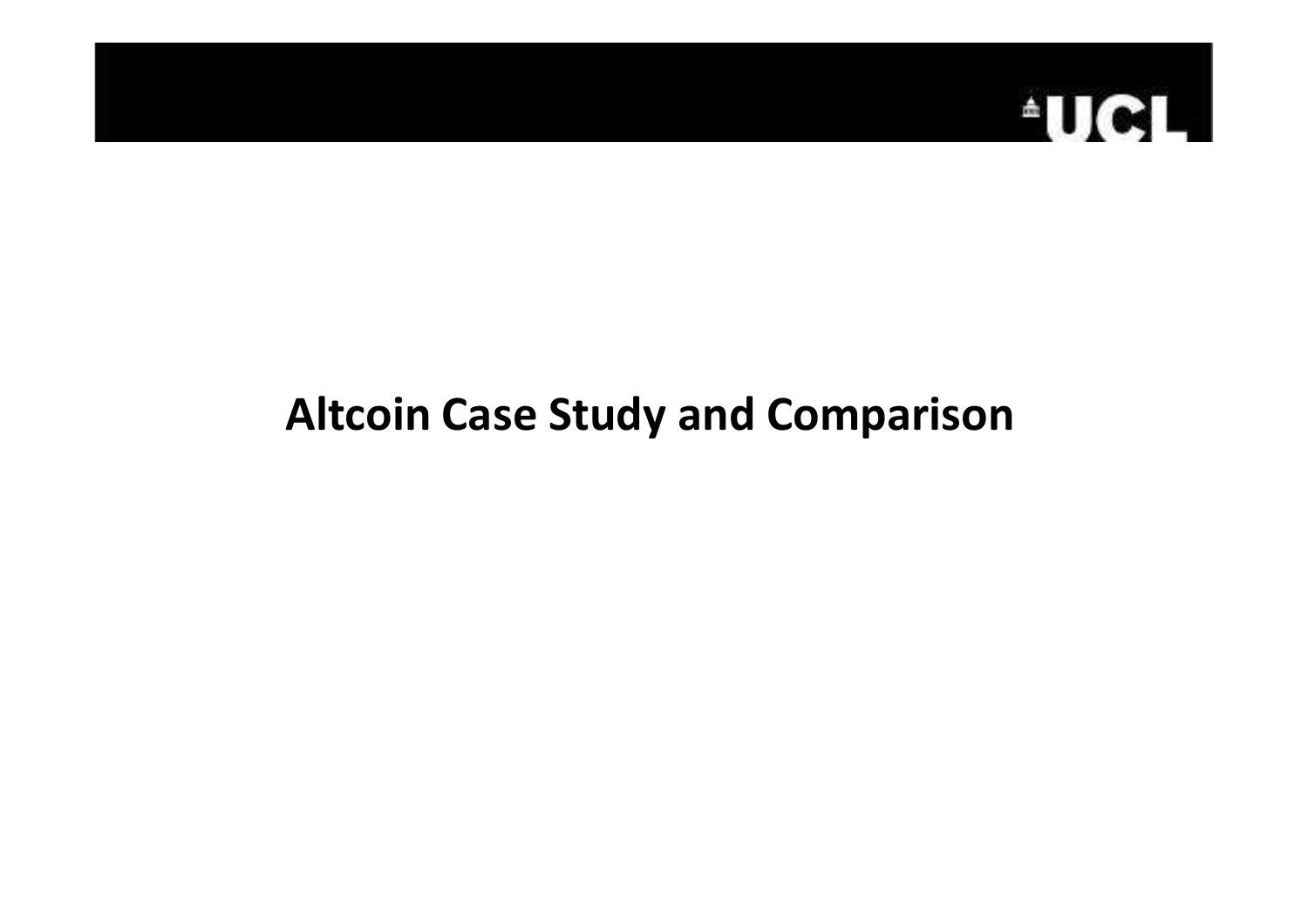# Altcoin Case Study and Comparison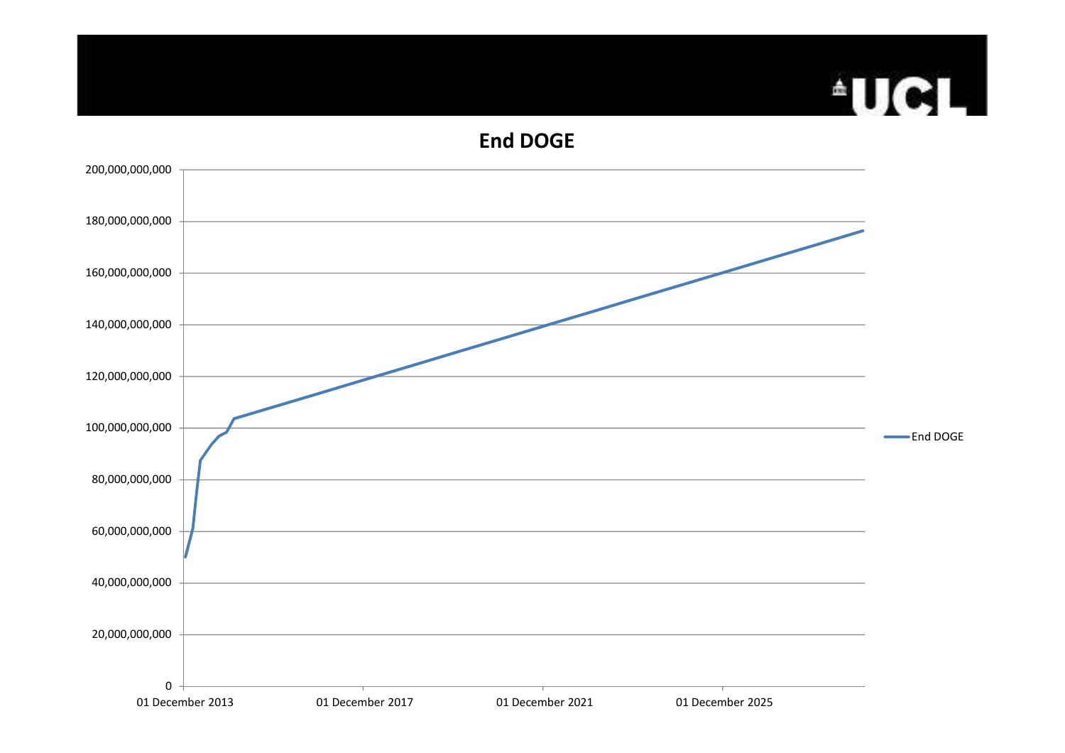# End DOGE

200,000,000,000
180,000,000,000
160,000,000,000
140,000,000,000
120,000,000,000
100,000,000,000
80,000,000,000
60,000,000,000
40,000,000,000
20,000,000,000
0

01 December 2013 — 01 December 2017 — 01 December 2021 — 01 December 2025

End DOGE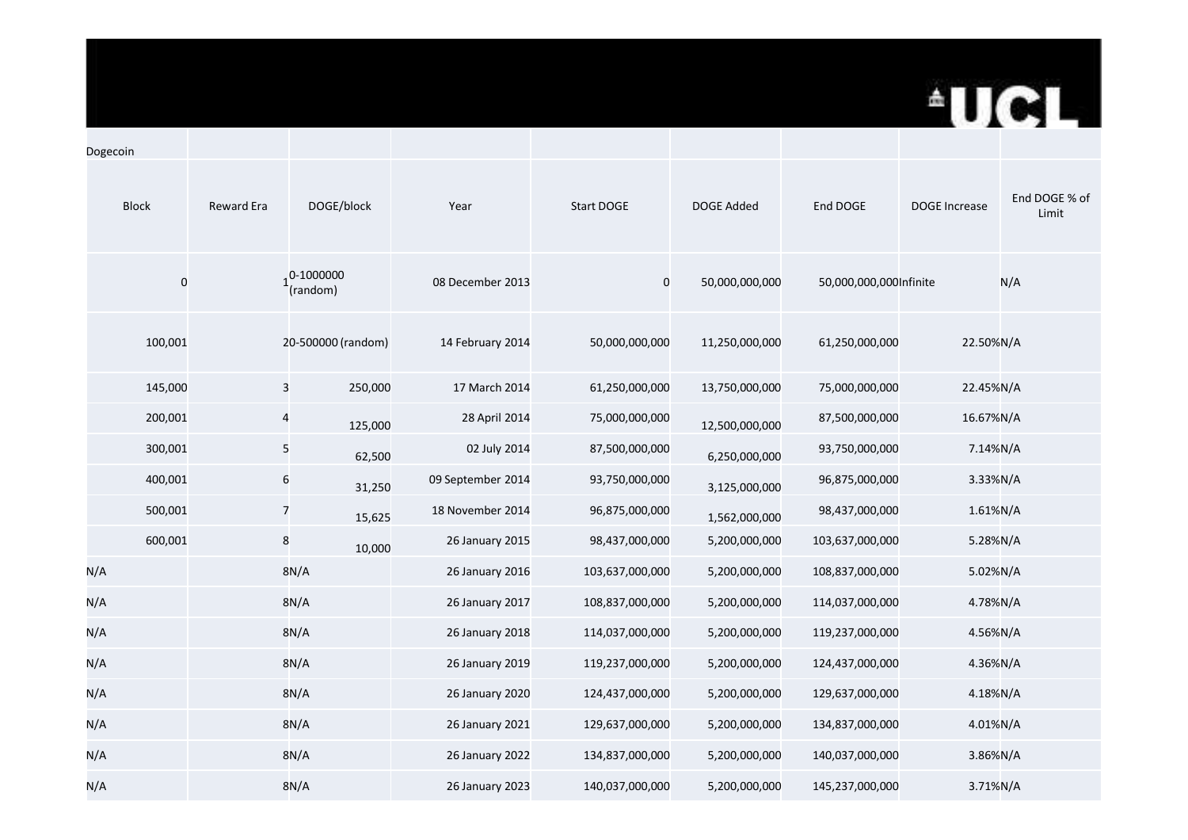Dogecoin

| Block | Reward Era | DOGE/block | Year | Start DOGE | DOGE Added | End DOGE | DOGE Increase | End DOGE % of Limit |
|---|---|---|---|---|---|---|---|---|
| 0 | 1 | 0-1000000 (random) | 08 December 2013 | 0 | 50,000,000,000 | 50,000,000,000 | Infinite | N/A |
| 100,001 | 2 | 0-500000 (random) | 14 February 2014 | 50,000,000,000 | 11,250,000,000 | 61,250,000,000 | 22.50% | N/A |
| 145,000 | 3 | 250,000 | 17 March 2014 | 61,250,000,000 | 13,750,000,000 | 75,000,000,000 | 22.45% | N/A |
| 200,001 | 4 | 125,000 | 28 April 2014 | 75,000,000,000 | 12,500,000,000 | 87,500,000,000 | 16.67% | N/A |
| 300,001 | 5 | 62,500 | 02 July 2014 | 87,500,000,000 | 6,250,000,000 | 93,750,000,000 | 7.14% | N/A |
| 400,001 | 6 | 31,250 | 09 September 2014 | 93,750,000,000 | 3,125,000,000 | 96,875,000,000 | 3.33% | N/A |
| 500,001 | 7 | 15,625 | 18 November 2014 | 96,875,000,000 | 1,562,000,000 | 98,437,000,000 | 1.61% | N/A |
| 600,001 | 8 | 10,000 | 26 January 2015 | 98,437,000,000 | 5,200,000,000 | 103,637,000,000 | 5.28% | N/A |
| N/A | 8 | N/A | 26 January 2016 | 103,637,000,000 | 5,200,000,000 | 108,837,000,000 | 5.02% | N/A |
| N/A | 8 | N/A | 26 January 2017 | 108,837,000,000 | 5,200,000,000 | 114,037,000,000 | 4.78% | N/A |
| N/A | 8 | N/A | 26 January 2018 | 114,037,000,000 | 5,200,000,000 | 119,237,000,000 | 4.56% | N/A |
| N/A | 8 | N/A | 26 January 2019 | 119,237,000,000 | 5,200,000,000 | 124,437,000,000 | 4.36% | N/A |
| N/A | 8 | N/A | 26 January 2020 | 124,437,000,000 | 5,200,000,000 | 129,637,000,000 | 4.18% | N/A |
| N/A | 8 | N/A | 26 January 2021 | 129,637,000,000 | 5,200,000,000 | 134,837,000,000 | 4.01% | N/A |
| N/A | 8 | N/A | 26 January 2022 | 134,837,000,000 | 5,200,000,000 | 140,037,000,000 | 3.86% | N/A |
| N/A | 8 | N/A | 26 January 2023 | 140,037,000,000 | 5,200,000,000 | 145,237,000,000 | 3.71% | N/A |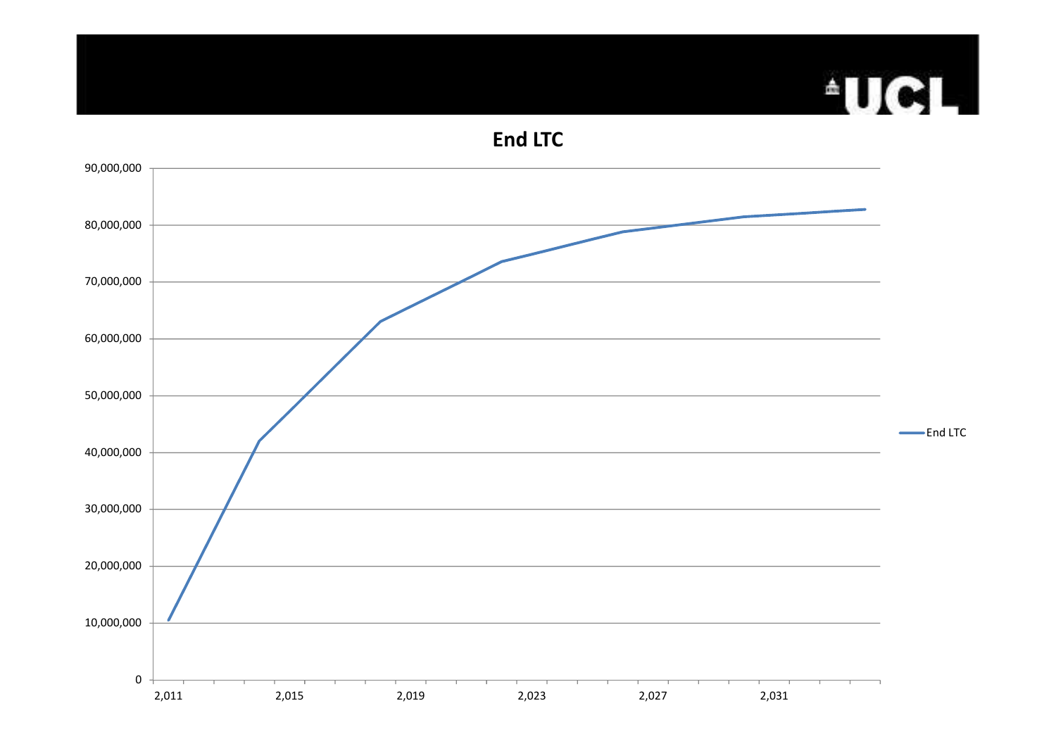# End LTC

90,000,000
80,000,000
70,000,000
60,000,000
50,000,000
40,000,000
30,000,000
20,000,000
10,000,000
0

2,011 2,015 2,019 2,023 2,027 2,031

End LTC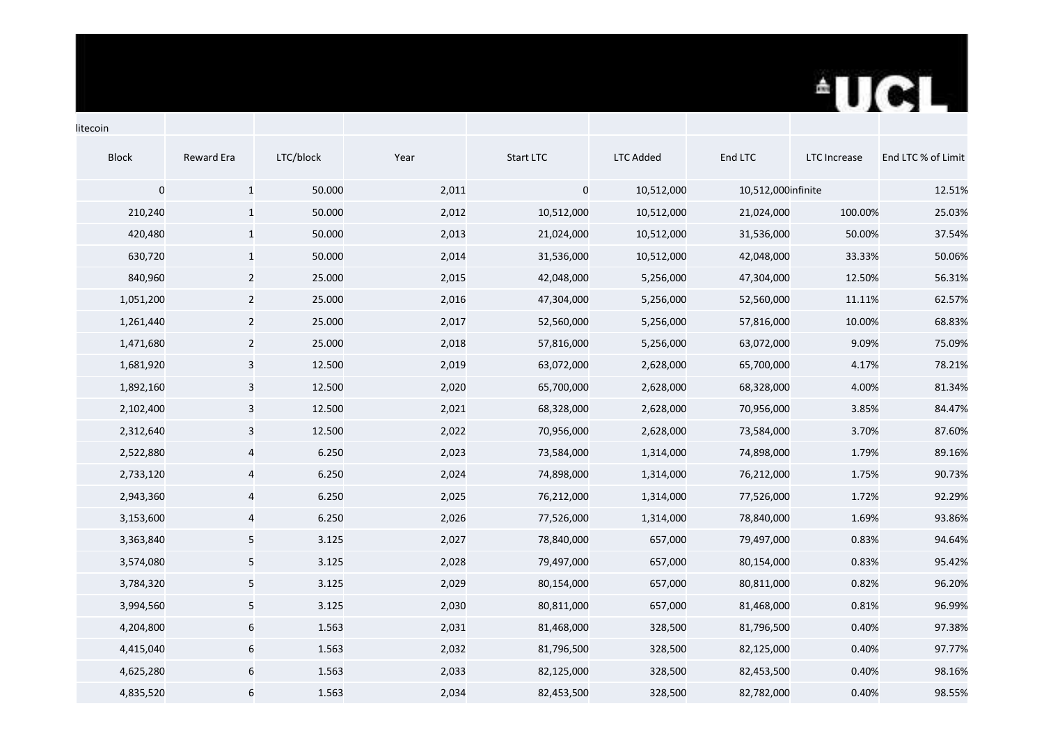litecoin

| Block | Reward Era | LTC/block | Year | Start LTC | LTC Added | End LTC | LTC Increase | End LTC % of Limit |
|---|---|---|---|---|---|---|---|---|
| 0 | 1 | 50.000 | 2,011 | 0 | 10,512,000 | 10,512,000 | infinite | 12.51% |
| 210,240 | 1 | 50.000 | 2,012 | 10,512,000 | 10,512,000 | 21,024,000 | 100.00% | 25.03% |
| 420,480 | 1 | 50.000 | 2,013 | 21,024,000 | 10,512,000 | 31,536,000 | 50.00% | 37.54% |
| 630,720 | 1 | 50.000 | 2,014 | 31,536,000 | 10,512,000 | 42,048,000 | 33.33% | 50.06% |
| 840,960 | 2 | 25.000 | 2,015 | 42,048,000 | 5,256,000 | 47,304,000 | 12.50% | 56.31% |
| 1,051,200 | 2 | 25.000 | 2,016 | 47,304,000 | 5,256,000 | 52,560,000 | 11.11% | 62.57% |
| 1,261,440 | 2 | 25.000 | 2,017 | 52,560,000 | 5,256,000 | 57,816,000 | 10.00% | 68.83% |
| 1,471,680 | 2 | 25.000 | 2,018 | 57,816,000 | 5,256,000 | 63,072,000 | 9.09% | 75.09% |
| 1,681,920 | 3 | 12.500 | 2,019 | 63,072,000 | 2,628,000 | 65,700,000 | 4.17% | 78.21% |
| 1,892,160 | 3 | 12.500 | 2,020 | 65,700,000 | 2,628,000 | 68,328,000 | 4.00% | 81.34% |
| 2,102,400 | 3 | 12.500 | 2,021 | 68,328,000 | 2,628,000 | 70,956,000 | 3.85% | 84.47% |
| 2,312,640 | 3 | 12.500 | 2,022 | 70,956,000 | 2,628,000 | 73,584,000 | 3.70% | 87.60% |
| 2,522,880 | 4 | 6.250 | 2,023 | 73,584,000 | 1,314,000 | 74,898,000 | 1.79% | 89.16% |
| 2,733,120 | 4 | 6.250 | 2,024 | 74,898,000 | 1,314,000 | 76,212,000 | 1.75% | 90.73% |
| 2,943,360 | 4 | 6.250 | 2,025 | 76,212,000 | 1,314,000 | 77,526,000 | 1.72% | 92.29% |
| 3,153,600 | 4 | 6.250 | 2,026 | 77,526,000 | 1,314,000 | 78,840,000 | 1.69% | 93.86% |
| 3,363,840 | 5 | 3.125 | 2,027 | 78,840,000 | 657,000 | 79,497,000 | 0.83% | 94.64% |
| 3,574,080 | 5 | 3.125 | 2,028 | 79,497,000 | 657,000 | 80,154,000 | 0.83% | 95.42% |
| 3,784,320 | 5 | 3.125 | 2,029 | 80,154,000 | 657,000 | 80,811,000 | 0.82% | 96.20% |
| 3,994,560 | 5 | 3.125 | 2,030 | 80,811,000 | 657,000 | 81,468,000 | 0.81% | 96.99% |
| 4,204,800 | 6 | 1.563 | 2,031 | 81,468,000 | 328,500 | 81,796,500 | 0.40% | 97.38% |
| 4,415,040 | 6 | 1.563 | 2,032 | 81,796,500 | 328,500 | 82,125,000 | 0.40% | 97.77% |
| 4,625,280 | 6 | 1.563 | 2,033 | 82,125,000 | 328,500 | 82,453,500 | 0.40% | 98.16% |
| 4,835,520 | 6 | 1.563 | 2,034 | 82,453,500 | 328,500 | 82,782,000 | 0.40% | 98.55% |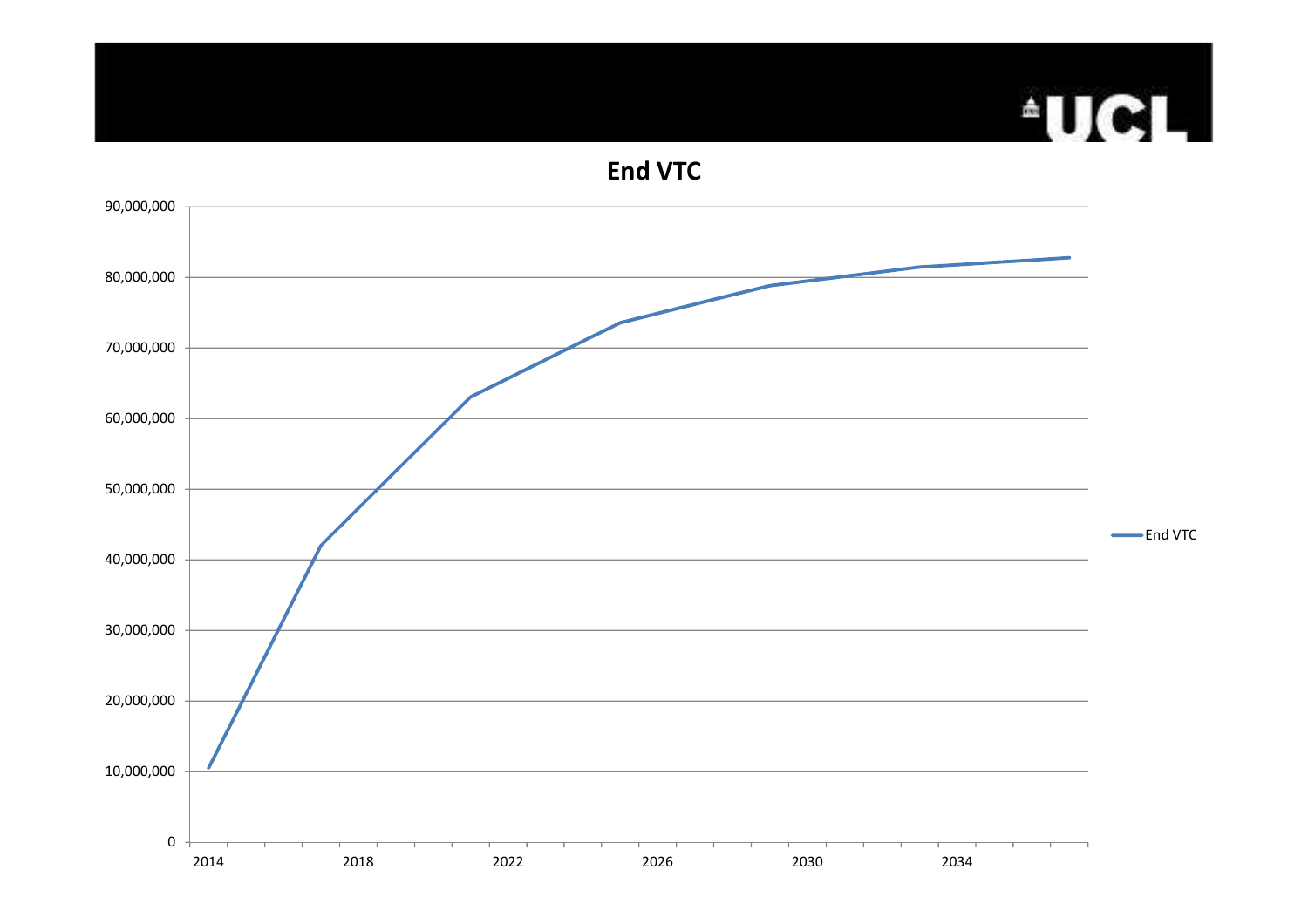## End VTC

| Axis | Values |
|---|---|
| Y-axis | 0, 10,000,000, 20,000,000, 30,000,000, 40,000,000, 50,000,000, 60,000,000, 70,000,000, 80,000,000, 90,000,000 |
| X-axis | 2014, 2018, 2022, 2026, 2030, 2034 |

Legend: End VTC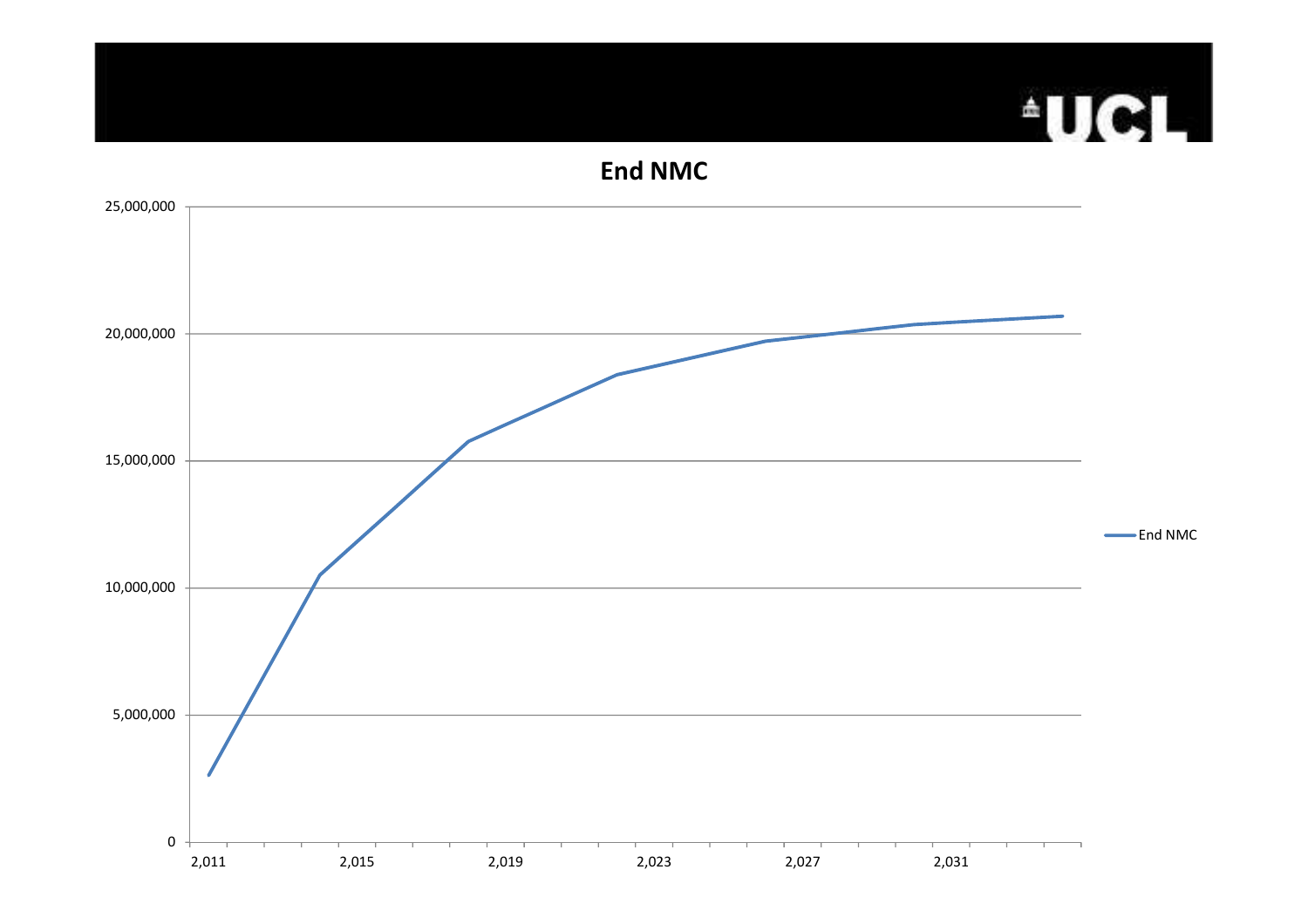# End NMC

| Year | End NMC |
|---|---|
| 2011 | ~2,600,000 |
| 2014 | ~10,500,000 |
| 2018 | ~15,800,000 |
| 2022 | ~18,400,000 |
| 2026 | ~19,700,000 |
| 2030 | ~20,400,000 |
| 2034 | ~20,700,000 |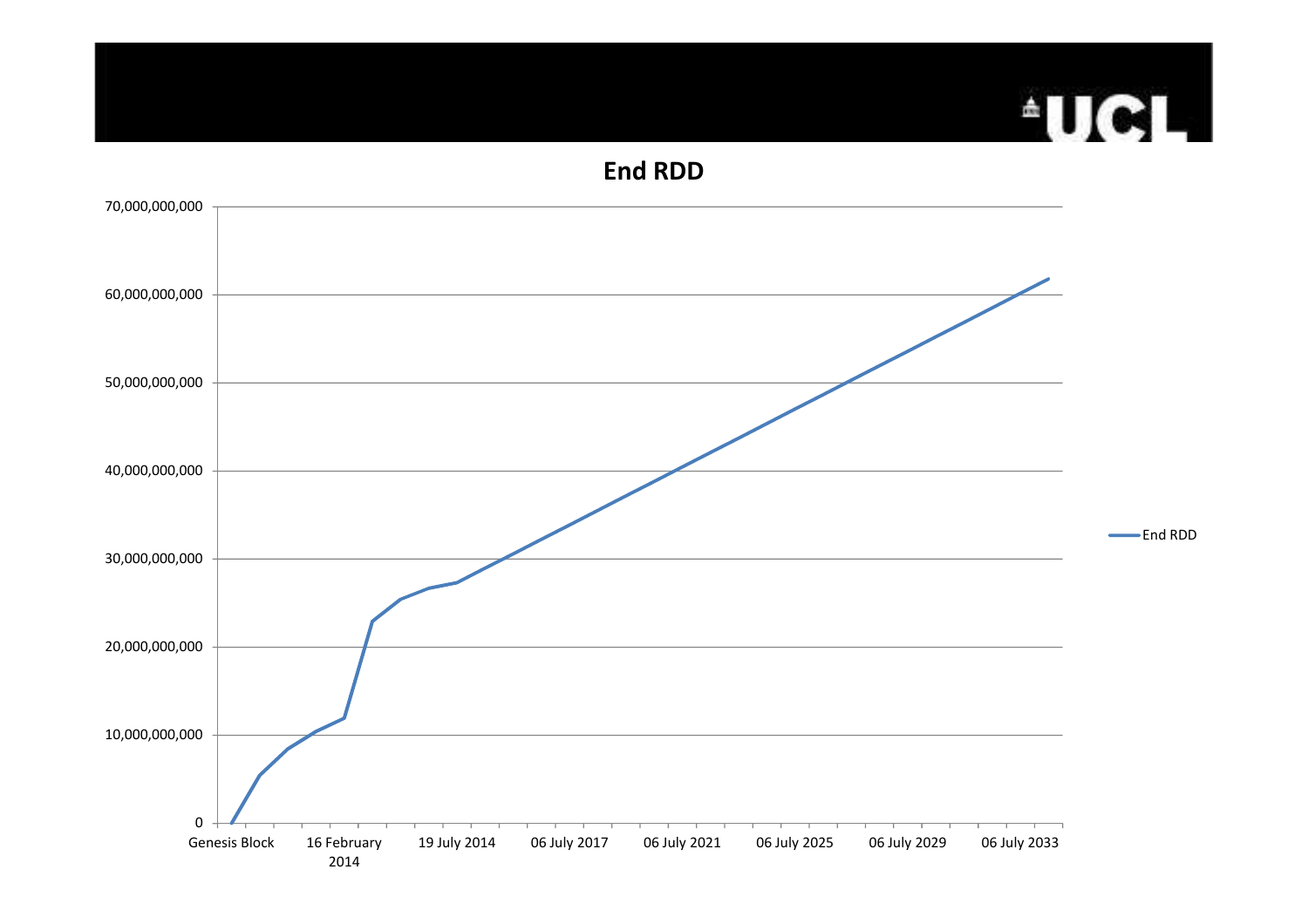## End RDD

70,000,000,000

60,000,000,000

50,000,000,000

40,000,000,000

30,000,000,000

20,000,000,000

10,000,000,000

0

Genesis Block | 16 February 2014 | 19 July 2014 | 06 July 2017 | 06 July 2021 | 06 July 2025 | 06 July 2029 | 06 July 2033

End RDD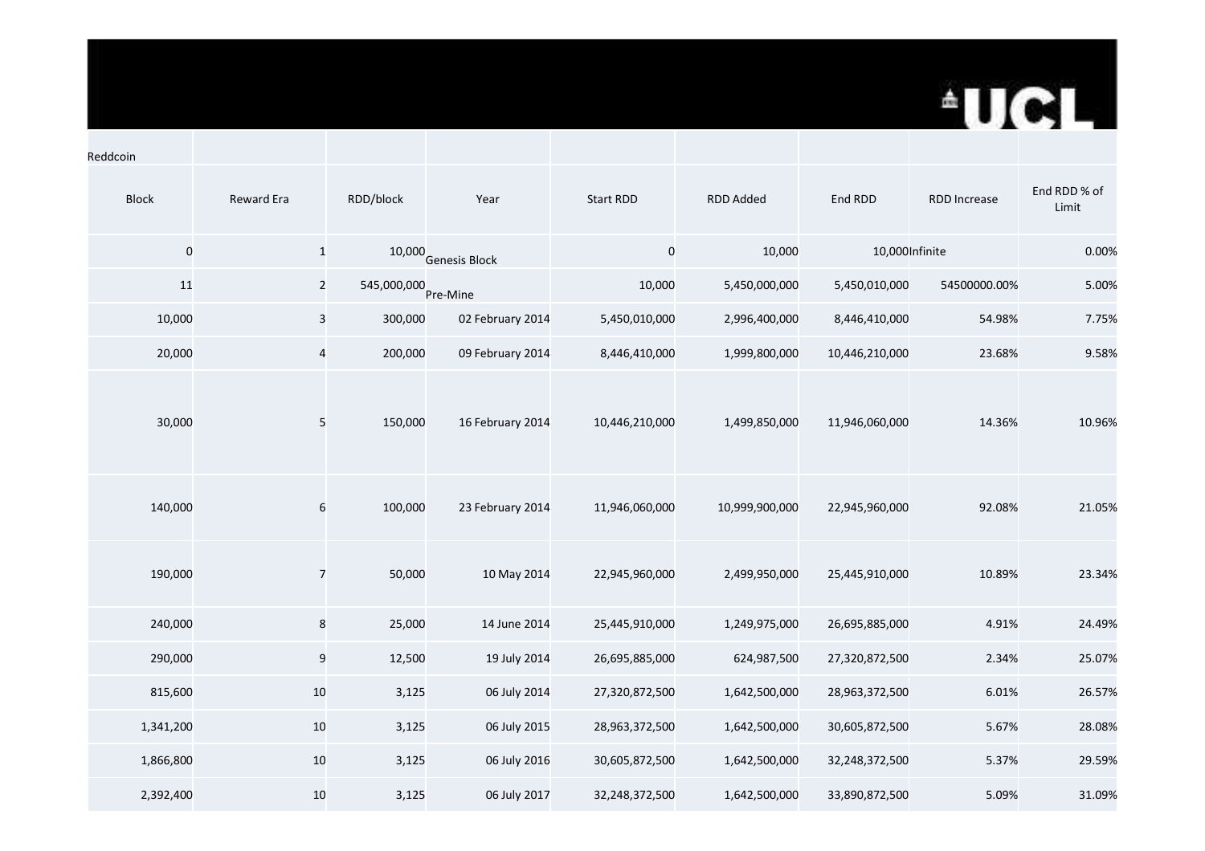Reddcoin

| Block | Reward Era | RDD/block | Year | Start RDD | RDD Added | End RDD | RDD Increase | End RDD % of Limit |
|---|---|---|---|---|---|---|---|---|
| 0 | 1 | 10,000 | Genesis Block | 0 | 10,000 | 10,000 | Infinite | 0.00% |
| 11 | 2 | 545,000,000 | Pre-Mine | 10,000 | 5,450,000,000 | 5,450,010,000 | 54500000.00% | 5.00% |
| 10,000 | 3 | 300,000 | 02 February 2014 | 5,450,010,000 | 2,996,400,000 | 8,446,410,000 | 54.98% | 7.75% |
| 20,000 | 4 | 200,000 | 09 February 2014 | 8,446,410,000 | 1,999,800,000 | 10,446,210,000 | 23.68% | 9.58% |
| 30,000 | 5 | 150,000 | 16 February 2014 | 10,446,210,000 | 1,499,850,000 | 11,946,060,000 | 14.36% | 10.96% |
| 140,000 | 6 | 100,000 | 23 February 2014 | 11,946,060,000 | 10,999,900,000 | 22,945,960,000 | 92.08% | 21.05% |
| 190,000 | 7 | 50,000 | 10 May 2014 | 22,945,960,000 | 2,499,950,000 | 25,445,910,000 | 10.89% | 23.34% |
| 240,000 | 8 | 25,000 | 14 June 2014 | 25,445,910,000 | 1,249,975,000 | 26,695,885,000 | 4.91% | 24.49% |
| 290,000 | 9 | 12,500 | 19 July 2014 | 26,695,885,000 | 624,987,500 | 27,320,872,500 | 2.34% | 25.07% |
| 815,600 | 10 | 3,125 | 06 July 2014 | 27,320,872,500 | 1,642,500,000 | 28,963,372,500 | 6.01% | 26.57% |
| 1,341,200 | 10 | 3,125 | 06 July 2015 | 28,963,372,500 | 1,642,500,000 | 30,605,872,500 | 5.67% | 28.08% |
| 1,866,800 | 10 | 3,125 | 06 July 2016 | 30,605,872,500 | 1,642,500,000 | 32,248,372,500 | 5.37% | 29.59% |
| 2,392,400 | 10 | 3,125 | 06 July 2017 | 32,248,372,500 | 1,642,500,000 | 33,890,872,500 | 5.09% | 31.09% |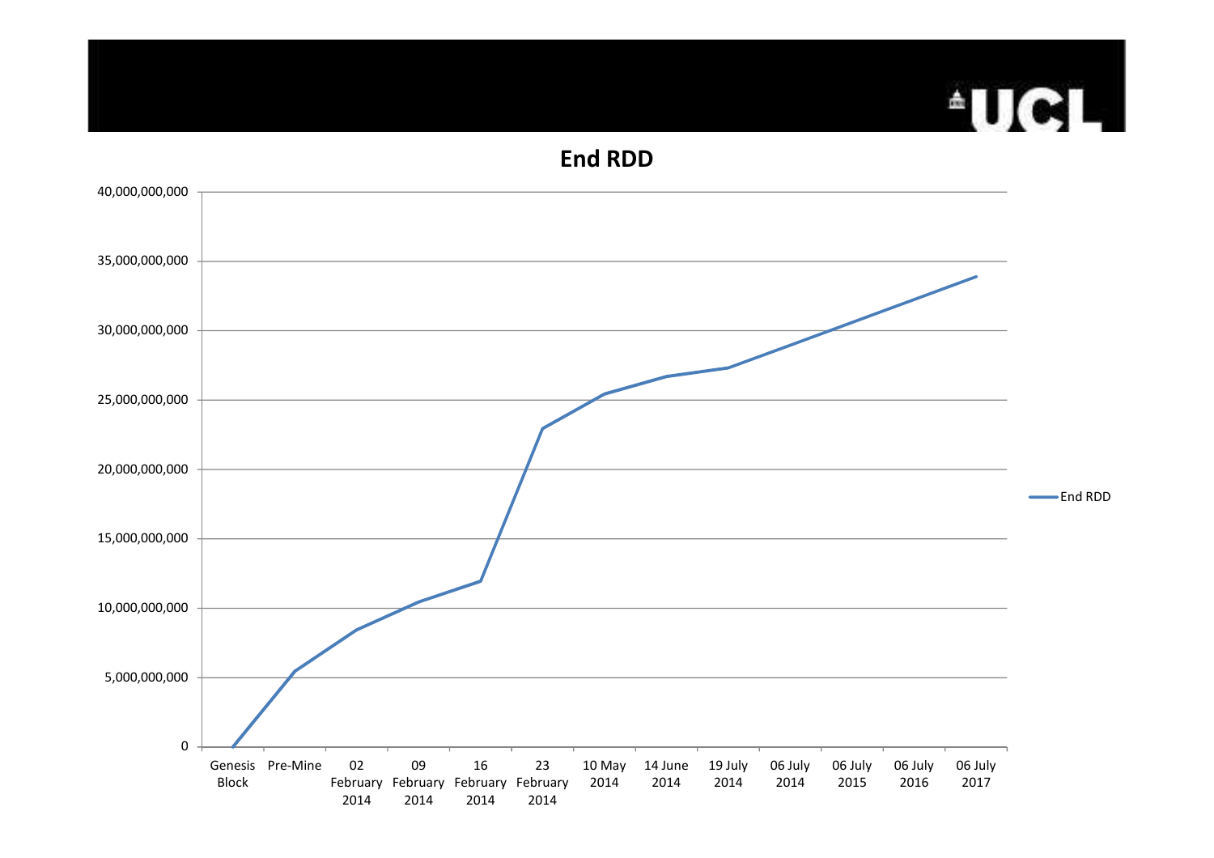# End RDD

| | End RDD |
|---|---|
| Genesis Block | 0 |
| Pre-Mine | 5,500,000,000 |
| 02 February 2014 | 8,400,000,000 |
| 09 February 2014 | 10,400,000,000 |
| 16 February 2014 | 11,900,000,000 |
| 23 February 2014 | 22,900,000,000 |
| 10 May 2014 | 25,400,000,000 |
| 14 June 2014 | 26,700,000,000 |
| 19 July 2014 | 27,300,000,000 |
| 06 July 2014 | 28,900,000,000 |
| 06 July 2015 | 30,600,000,000 |
| 06 July 2016 | 32,200,000,000 |
| 06 July 2017 | 33,900,000,000 |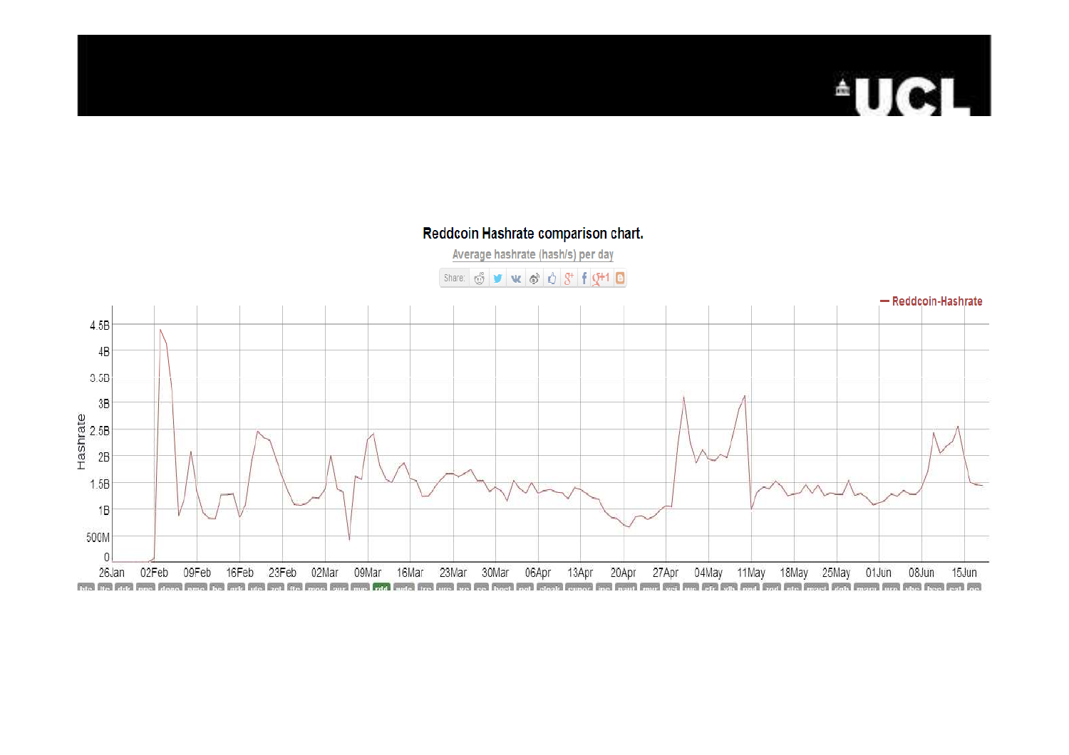Reddcoin Hashrate comparison chart.

Average hashrate (hash/s) per day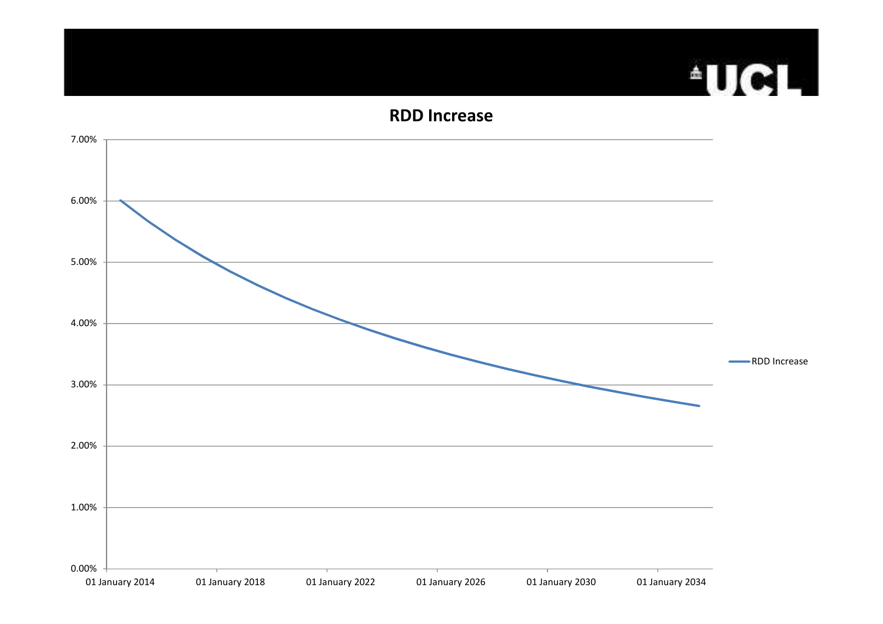UCL

**RDD Increase**

7.00%
6.00%
5.00%
4.00%
3.00%
2.00%
1.00%
0.00%

01 January 2014
01 January 2018
01 January 2022
01 January 2026
01 January 2030
01 January 2034

RDD Increase